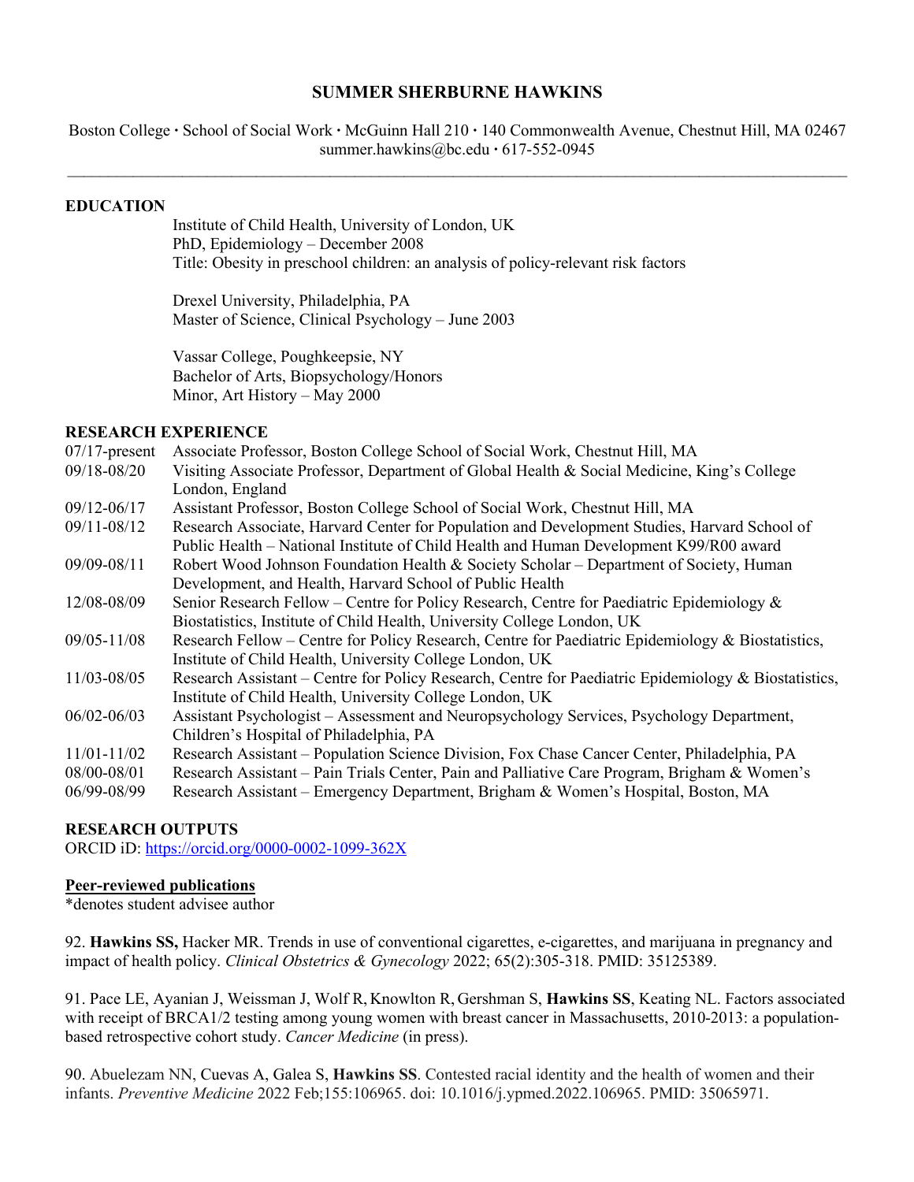# SUMMER SHERBURNE HAWKINS

Boston College · School of Social Work · McGuinn Hall 210 · 140 Commonwealth Avenue, Chestnut Hill, MA 02467
summer.hawkins@bc.edu · 617-552-0945

---

## EDUCATION

Institute of Child Health, University of London, UK
PhD, Epidemiology – December 2008
Title: Obesity in preschool children: an analysis of policy-relevant risk factors

Drexel University, Philadelphia, PA
Master of Science, Clinical Psychology – June 2003

Vassar College, Poughkeepsie, NY
Bachelor of Arts, Biopsychology/Honors
Minor, Art History – May 2000

## RESEARCH EXPERIENCE

07/17-present Associate Professor, Boston College School of Social Work, Chestnut Hill, MA

09/18-08/20 Visiting Associate Professor, Department of Global Health & Social Medicine, King's College London, England

09/12-06/17 Assistant Professor, Boston College School of Social Work, Chestnut Hill, MA

09/11-08/12 Research Associate, Harvard Center for Population and Development Studies, Harvard School of Public Health – National Institute of Child Health and Human Development K99/R00 award

09/09-08/11 Robert Wood Johnson Foundation Health & Society Scholar – Department of Society, Human Development, and Health, Harvard School of Public Health

12/08-08/09 Senior Research Fellow – Centre for Policy Research, Centre for Paediatric Epidemiology & Biostatistics, Institute of Child Health, University College London, UK

09/05-11/08 Research Fellow – Centre for Policy Research, Centre for Paediatric Epidemiology & Biostatistics, Institute of Child Health, University College London, UK

11/03-08/05 Research Assistant – Centre for Policy Research, Centre for Paediatric Epidemiology & Biostatistics, Institute of Child Health, University College London, UK

06/02-06/03 Assistant Psychologist – Assessment and Neuropsychology Services, Psychology Department, Children's Hospital of Philadelphia, PA

11/01-11/02 Research Assistant – Population Science Division, Fox Chase Cancer Center, Philadelphia, PA

08/00-08/01 Research Assistant – Pain Trials Center, Pain and Palliative Care Program, Brigham & Women's

06/99-08/99 Research Assistant – Emergency Department, Brigham & Women's Hospital, Boston, MA

## RESEARCH OUTPUTS

ORCID iD: https://orcid.org/0000-0002-1099-362X

### Peer-reviewed publications

*denotes student advisee author

92. **Hawkins SS,** Hacker MR. Trends in use of conventional cigarettes, e-cigarettes, and marijuana in pregnancy and impact of health policy. *Clinical Obstetrics & Gynecology* 2022; 65(2):305-318. PMID: 35125389.

91. Pace LE, Ayanian J, Weissman J, Wolf R, Knowlton R, Gershman S, **Hawkins SS**, Keating NL. Factors associated with receipt of BRCA1/2 testing among young women with breast cancer in Massachusetts, 2010-2013: a population-based retrospective cohort study. *Cancer Medicine* (in press).

90. Abuelezam NN, Cuevas A, Galea S, **Hawkins SS**. Contested racial identity and the health of women and their infants. *Preventive Medicine* 2022 Feb;155:106965. doi: 10.1016/j.ypmed.2022.106965. PMID: 35065971.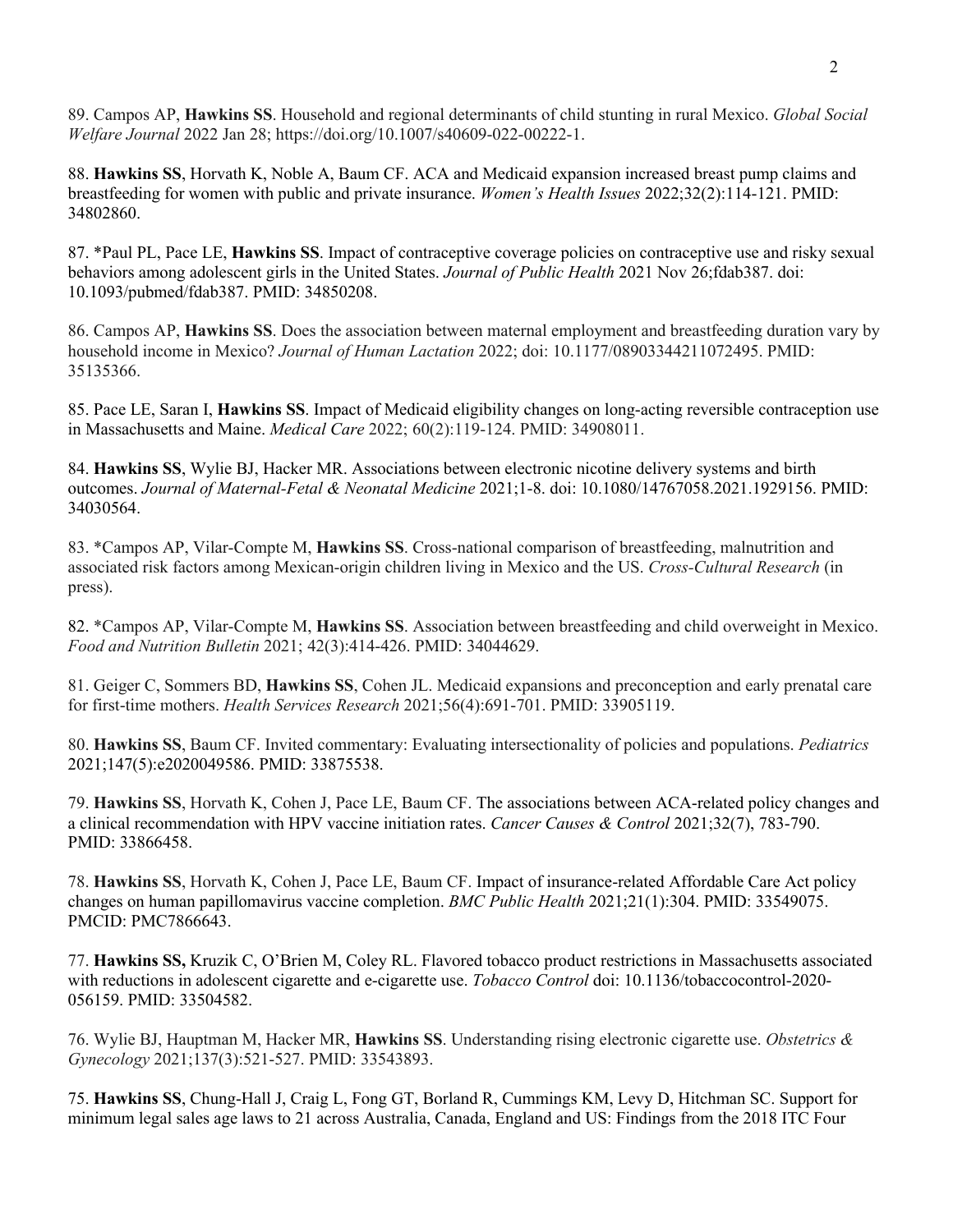89. Campos AP, **Hawkins SS**. Household and regional determinants of child stunting in rural Mexico. *Global Social Welfare Journal* 2022 Jan 28; https://doi.org/10.1007/s40609-022-00222-1.

88. **Hawkins SS**, Horvath K, Noble A, Baum CF. ACA and Medicaid expansion increased breast pump claims and breastfeeding for women with public and private insurance. *Women's Health Issues* 2022;32(2):114-121. PMID: 34802860.

87. *Paul PL, Pace LE, **Hawkins SS**. Impact of contraceptive coverage policies on contraceptive use and risky sexual behaviors among adolescent girls in the United States. *Journal of Public Health* 2021 Nov 26;fdab387. doi: 10.1093/pubmed/fdab387. PMID: 34850208.

86. Campos AP, **Hawkins SS**. Does the association between maternal employment and breastfeeding duration vary by household income in Mexico? *Journal of Human Lactation* 2022; doi: 10.1177/08903344211072495. PMID: 35135366.

85. Pace LE, Saran I, **Hawkins SS**. Impact of Medicaid eligibility changes on long-acting reversible contraception use in Massachusetts and Maine. *Medical Care* 2022; 60(2):119-124. PMID: 34908011.

84. **Hawkins SS**, Wylie BJ, Hacker MR. Associations between electronic nicotine delivery systems and birth outcomes. *Journal of Maternal-Fetal & Neonatal Medicine* 2021;1-8. doi: 10.1080/14767058.2021.1929156. PMID: 34030564.

83. *Campos AP, Vilar-Compte M, **Hawkins SS**. Cross-national comparison of breastfeeding, malnutrition and associated risk factors among Mexican-origin children living in Mexico and the US. *Cross-Cultural Research* (in press).

82. *Campos AP, Vilar-Compte M, **Hawkins SS**. Association between breastfeeding and child overweight in Mexico. *Food and Nutrition Bulletin* 2021; 42(3):414-426. PMID: 34044629.

81. Geiger C, Sommers BD, **Hawkins SS**, Cohen JL. Medicaid expansions and preconception and early prenatal care for first-time mothers. *Health Services Research* 2021;56(4):691-701. PMID: 33905119.

80. **Hawkins SS**, Baum CF. Invited commentary: Evaluating intersectionality of policies and populations. *Pediatrics* 2021;147(5):e2020049586. PMID: 33875538.

79. **Hawkins SS**, Horvath K, Cohen J, Pace LE, Baum CF. The associations between ACA-related policy changes and a clinical recommendation with HPV vaccine initiation rates. *Cancer Causes & Control* 2021;32(7), 783-790. PMID: 33866458.

78. **Hawkins SS**, Horvath K, Cohen J, Pace LE, Baum CF. Impact of insurance-related Affordable Care Act policy changes on human papillomavirus vaccine completion. *BMC Public Health* 2021;21(1):304. PMID: 33549075. PMCID: PMC7866643.

77. **Hawkins SS,** Kruzik C, O'Brien M, Coley RL. Flavored tobacco product restrictions in Massachusetts associated with reductions in adolescent cigarette and e-cigarette use. *Tobacco Control* doi: 10.1136/tobaccocontrol-2020-056159. PMID: 33504582.

76. Wylie BJ, Hauptman M, Hacker MR, **Hawkins SS**. Understanding rising electronic cigarette use. *Obstetrics & Gynecology* 2021;137(3):521-527. PMID: 33543893.

75. **Hawkins SS**, Chung-Hall J, Craig L, Fong GT, Borland R, Cummings KM, Levy D, Hitchman SC. Support for minimum legal sales age laws to 21 across Australia, Canada, England and US: Findings from the 2018 ITC Four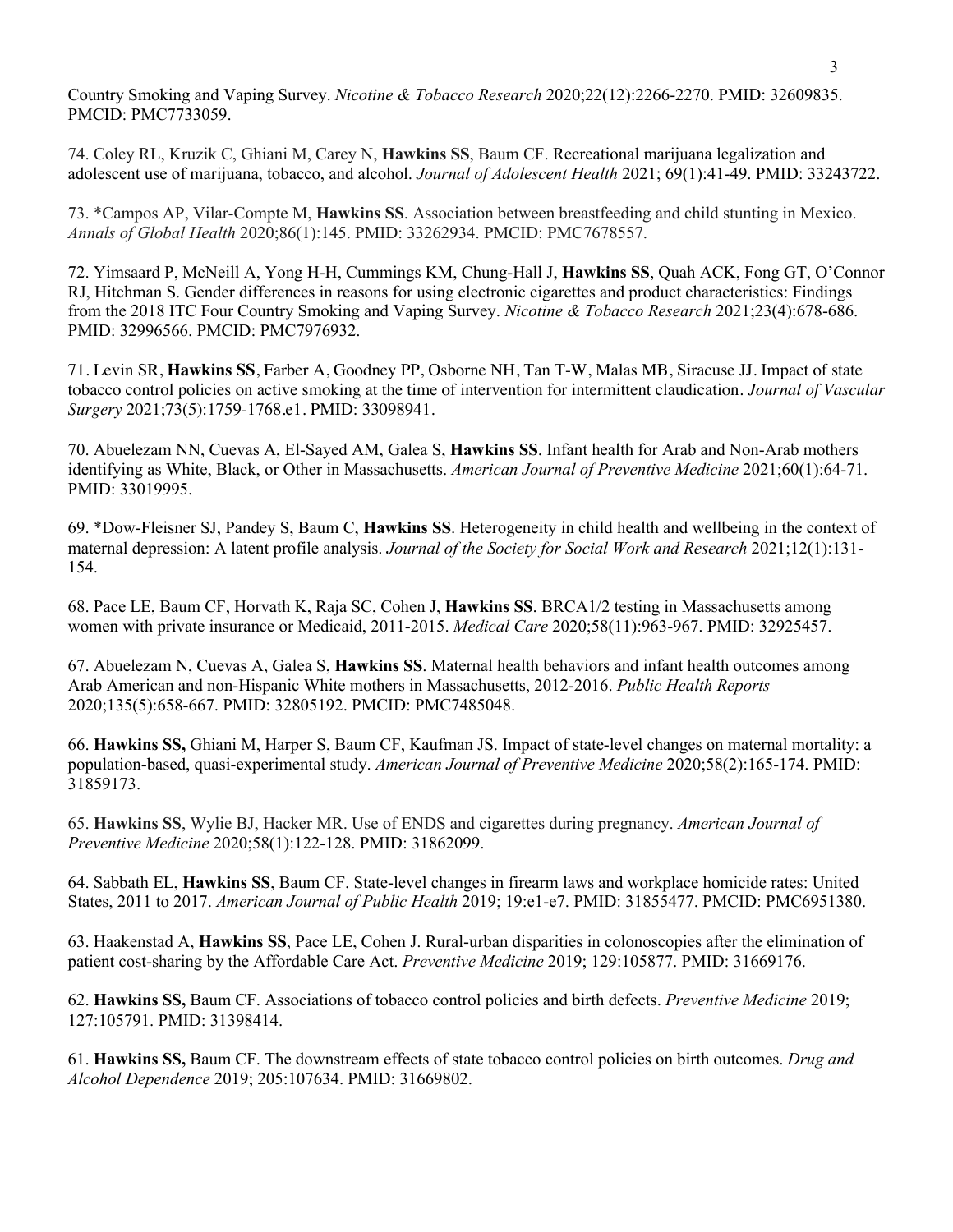Country Smoking and Vaping Survey. *Nicotine & Tobacco Research* 2020;22(12):2266-2270. PMID: 32609835. PMCID: PMC7733059.

74. Coley RL, Kruzik C, Ghiani M, Carey N, **Hawkins SS**, Baum CF. Recreational marijuana legalization and adolescent use of marijuana, tobacco, and alcohol. *Journal of Adolescent Health* 2021; 69(1):41-49. PMID: 33243722.

73. *Campos AP, Vilar-Compte M, **Hawkins SS**. Association between breastfeeding and child stunting in Mexico. *Annals of Global Health* 2020;86(1):145. PMID: 33262934. PMCID: PMC7678557.

72. Yimsaard P, McNeill A, Yong H-H, Cummings KM, Chung-Hall J, **Hawkins SS**, Quah ACK, Fong GT, O'Connor RJ, Hitchman S. Gender differences in reasons for using electronic cigarettes and product characteristics: Findings from the 2018 ITC Four Country Smoking and Vaping Survey. *Nicotine & Tobacco Research* 2021;23(4):678-686. PMID: 32996566. PMCID: PMC7976932.

71. Levin SR, **Hawkins SS**, Farber A, Goodney PP, Osborne NH, Tan T-W, Malas MB, Siracuse JJ. Impact of state tobacco control policies on active smoking at the time of intervention for intermittent claudication. *Journal of Vascular Surgery* 2021;73(5):1759-1768.e1. PMID: 33098941.

70. Abuelezam NN, Cuevas A, El-Sayed AM, Galea S, **Hawkins SS**. Infant health for Arab and Non-Arab mothers identifying as White, Black, or Other in Massachusetts. *American Journal of Preventive Medicine* 2021;60(1):64-71. PMID: 33019995.

69. *Dow-Fleisner SJ, Pandey S, Baum C, **Hawkins SS**. Heterogeneity in child health and wellbeing in the context of maternal depression: A latent profile analysis. *Journal of the Society for Social Work and Research* 2021;12(1):131-154.

68. Pace LE, Baum CF, Horvath K, Raja SC, Cohen J, **Hawkins SS**. BRCA1/2 testing in Massachusetts among women with private insurance or Medicaid, 2011-2015. *Medical Care* 2020;58(11):963-967. PMID: 32925457.

67. Abuelezam N, Cuevas A, Galea S, **Hawkins SS**. Maternal health behaviors and infant health outcomes among Arab American and non-Hispanic White mothers in Massachusetts, 2012-2016. *Public Health Reports* 2020;135(5):658-667. PMID: 32805192. PMCID: PMC7485048.

66. **Hawkins SS,** Ghiani M, Harper S, Baum CF, Kaufman JS. Impact of state-level changes on maternal mortality: a population-based, quasi-experimental study. *American Journal of Preventive Medicine* 2020;58(2):165-174. PMID: 31859173.

65. **Hawkins SS**, Wylie BJ, Hacker MR. Use of ENDS and cigarettes during pregnancy. *American Journal of Preventive Medicine* 2020;58(1):122-128. PMID: 31862099.

64. Sabbath EL, **Hawkins SS**, Baum CF. State-level changes in firearm laws and workplace homicide rates: United States, 2011 to 2017. *American Journal of Public Health* 2019; 19:e1-e7. PMID: 31855477. PMCID: PMC6951380.

63. Haakenstad A, **Hawkins SS**, Pace LE, Cohen J. Rural-urban disparities in colonoscopies after the elimination of patient cost-sharing by the Affordable Care Act. *Preventive Medicine* 2019; 129:105877. PMID: 31669176.

62. **Hawkins SS,** Baum CF. Associations of tobacco control policies and birth defects. *Preventive Medicine* 2019; 127:105791. PMID: 31398414.

61. **Hawkins SS,** Baum CF. The downstream effects of state tobacco control policies on birth outcomes. *Drug and Alcohol Dependence* 2019; 205:107634. PMID: 31669802.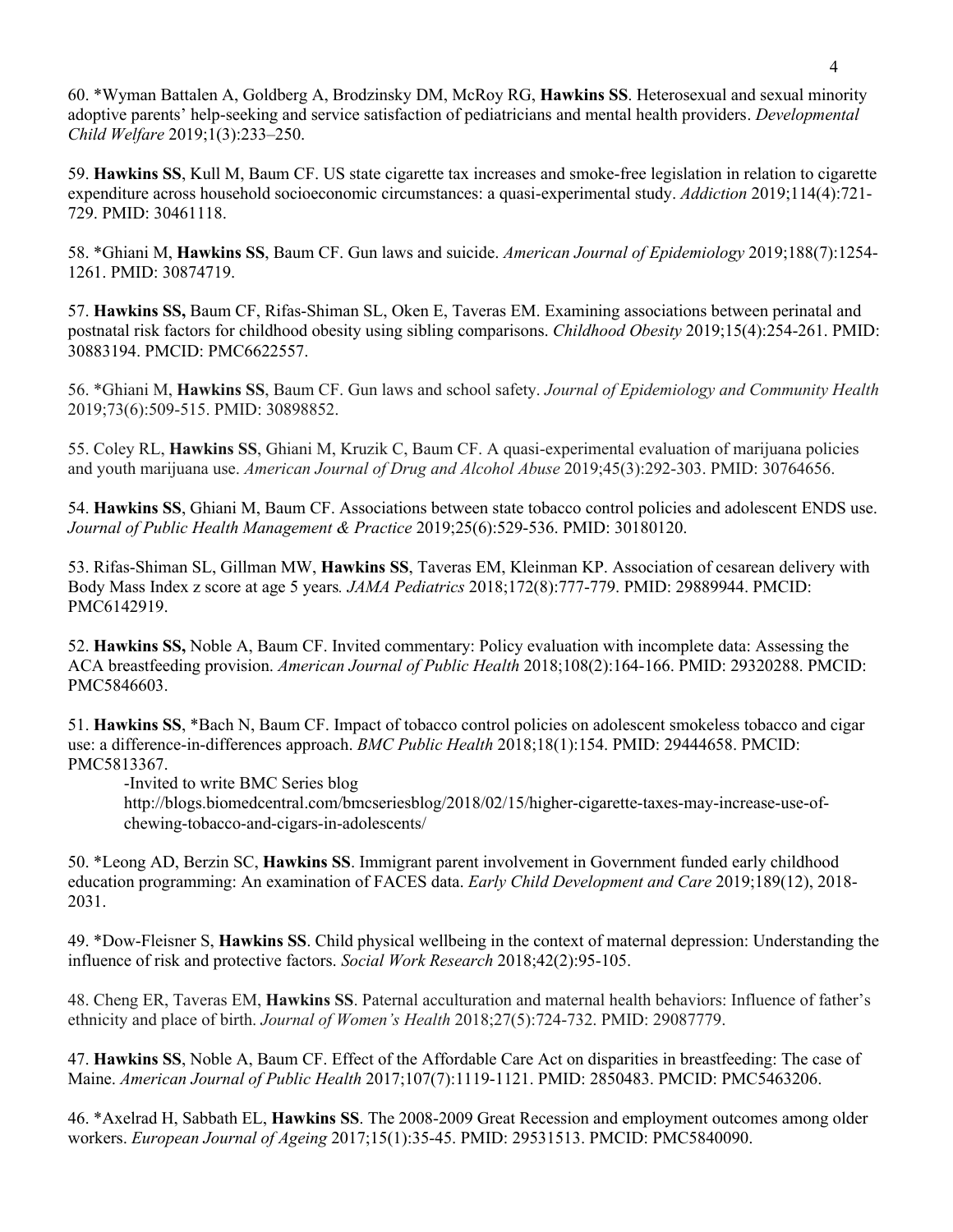60. *Wyman Battalen A, Goldberg A, Brodzinsky DM, McRoy RG, **Hawkins SS**. Heterosexual and sexual minority adoptive parents' help-seeking and service satisfaction of pediatricians and mental health providers. *Developmental Child Welfare* 2019;1(3):233–250.

59. **Hawkins SS**, Kull M, Baum CF. US state cigarette tax increases and smoke-free legislation in relation to cigarette expenditure across household socioeconomic circumstances: a quasi-experimental study. *Addiction* 2019;114(4):721-729. PMID: 30461118.

58. *Ghiani M, **Hawkins SS**, Baum CF. Gun laws and suicide. *American Journal of Epidemiology* 2019;188(7):1254-1261. PMID: 30874719.

57. **Hawkins SS,** Baum CF, Rifas-Shiman SL, Oken E, Taveras EM. Examining associations between perinatal and postnatal risk factors for childhood obesity using sibling comparisons. *Childhood Obesity* 2019;15(4):254-261. PMID: 30883194. PMCID: PMC6622557.

56. *Ghiani M, **Hawkins SS**, Baum CF. Gun laws and school safety. *Journal of Epidemiology and Community Health* 2019;73(6):509-515. PMID: 30898852.

55. Coley RL, **Hawkins SS**, Ghiani M, Kruzik C, Baum CF. A quasi-experimental evaluation of marijuana policies and youth marijuana use. *American Journal of Drug and Alcohol Abuse* 2019;45(3):292-303. PMID: 30764656.

54. **Hawkins SS**, Ghiani M, Baum CF. Associations between state tobacco control policies and adolescent ENDS use. *Journal of Public Health Management & Practice* 2019;25(6):529-536. PMID: 30180120.

53. Rifas-Shiman SL, Gillman MW, **Hawkins SS**, Taveras EM, Kleinman KP. Association of cesarean delivery with Body Mass Index z score at age 5 years. *JAMA Pediatrics* 2018;172(8):777-779. PMID: 29889944. PMCID: PMC6142919.

52. **Hawkins SS,** Noble A, Baum CF. Invited commentary: Policy evaluation with incomplete data: Assessing the ACA breastfeeding provision. *American Journal of Public Health* 2018;108(2):164-166. PMID: 29320288. PMCID: PMC5846603.

51. **Hawkins SS**, *Bach N, Baum CF. Impact of tobacco control policies on adolescent smokeless tobacco and cigar use: a difference-in-differences approach. *BMC Public Health* 2018;18(1):154. PMID: 29444658. PMCID: PMC5813367.

-Invited to write BMC Series blog
http://blogs.biomedcentral.com/bmcseriesblog/2018/02/15/higher-cigarette-taxes-may-increase-use-of-chewing-tobacco-and-cigars-in-adolescents/

50. *Leong AD, Berzin SC, **Hawkins SS**. Immigrant parent involvement in Government funded early childhood education programming: An examination of FACES data. *Early Child Development and Care* 2019;189(12), 2018-2031.

49. *Dow-Fleisner S, **Hawkins SS**. Child physical wellbeing in the context of maternal depression: Understanding the influence of risk and protective factors. *Social Work Research* 2018;42(2):95-105.

48. Cheng ER, Taveras EM, **Hawkins SS**. Paternal acculturation and maternal health behaviors: Influence of father's ethnicity and place of birth. *Journal of Women's Health* 2018;27(5):724-732. PMID: 29087779.

47. **Hawkins SS**, Noble A, Baum CF. Effect of the Affordable Care Act on disparities in breastfeeding: The case of Maine. *American Journal of Public Health* 2017;107(7):1119-1121. PMID: 2850483. PMCID: PMC5463206.

46. *Axelrad H, Sabbath EL, **Hawkins SS**. The 2008-2009 Great Recession and employment outcomes among older workers. *European Journal of Ageing* 2017;15(1):35-45. PMID: 29531513. PMCID: PMC5840090.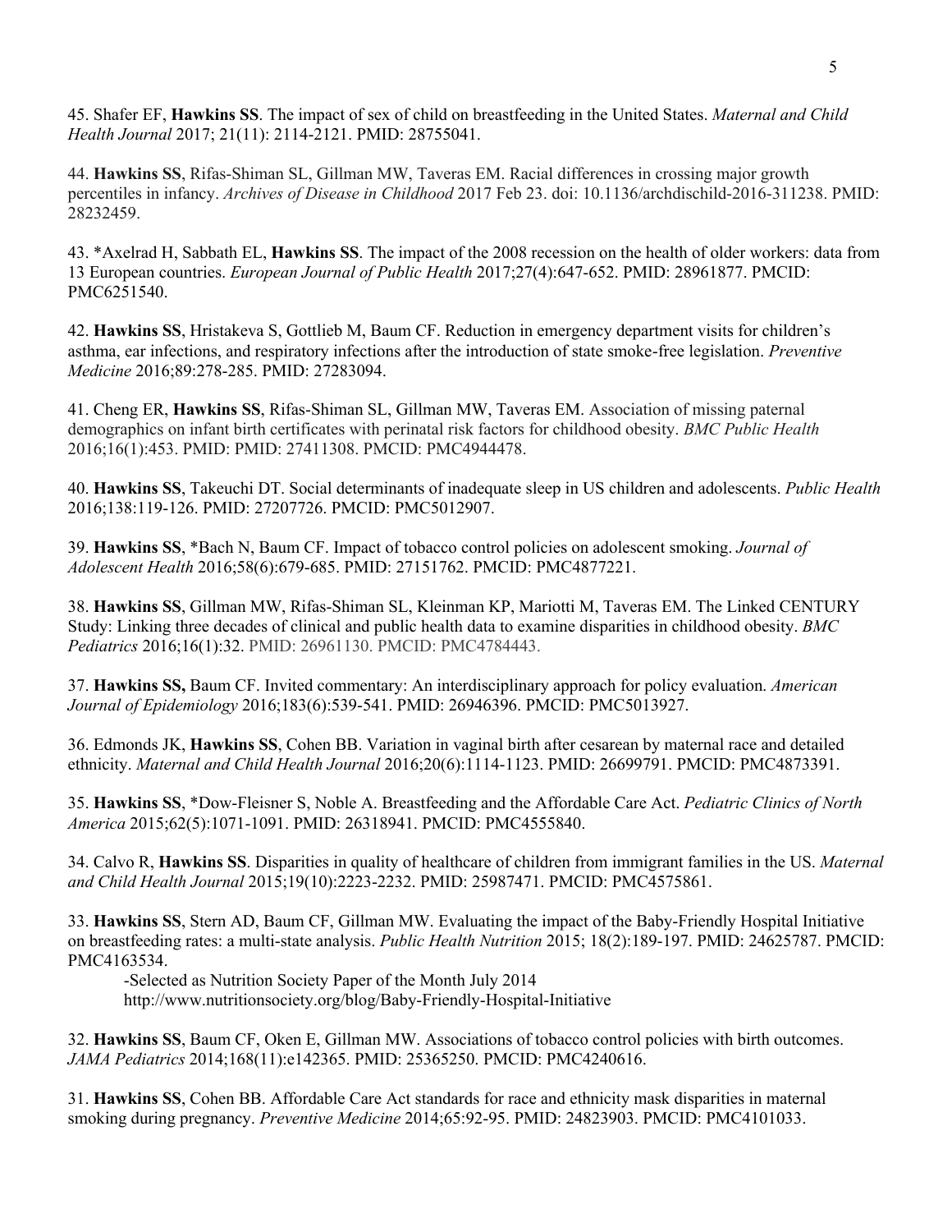45. Shafer EF, **Hawkins SS**. The impact of sex of child on breastfeeding in the United States. *Maternal and Child Health Journal* 2017; 21(11): 2114-2121. PMID: 28755041.

44. **Hawkins SS**, Rifas-Shiman SL, Gillman MW, Taveras EM. Racial differences in crossing major growth percentiles in infancy. *Archives of Disease in Childhood* 2017 Feb 23. doi: 10.1136/archdischild-2016-311238. PMID: 28232459.

43. *Axelrad H, Sabbath EL, **Hawkins SS**. The impact of the 2008 recession on the health of older workers: data from 13 European countries. *European Journal of Public Health* 2017;27(4):647-652. PMID: 28961877. PMCID: PMC6251540.

42. **Hawkins SS**, Hristakeva S, Gottlieb M, Baum CF. Reduction in emergency department visits for children's asthma, ear infections, and respiratory infections after the introduction of state smoke-free legislation. *Preventive Medicine* 2016;89:278-285. PMID: 27283094.

41. Cheng ER, **Hawkins SS**, Rifas-Shiman SL, Gillman MW, Taveras EM. Association of missing paternal demographics on infant birth certificates with perinatal risk factors for childhood obesity. *BMC Public Health* 2016;16(1):453. PMID: PMID: 27411308. PMCID: PMC4944478.

40. **Hawkins SS**, Takeuchi DT. Social determinants of inadequate sleep in US children and adolescents. *Public Health* 2016;138:119-126. PMID: 27207726. PMCID: PMC5012907.

39. **Hawkins SS**, *Bach N, Baum CF. Impact of tobacco control policies on adolescent smoking. *Journal of Adolescent Health* 2016;58(6):679-685. PMID: 27151762. PMCID: PMC4877221.

38. **Hawkins SS**, Gillman MW, Rifas-Shiman SL, Kleinman KP, Mariotti M, Taveras EM. The Linked CENTURY Study: Linking three decades of clinical and public health data to examine disparities in childhood obesity. *BMC Pediatrics* 2016;16(1):32. PMID: 26961130. PMCID: PMC4784443.

37. **Hawkins SS,** Baum CF. Invited commentary: An interdisciplinary approach for policy evaluation. *American Journal of Epidemiology* 2016;183(6):539-541. PMID: 26946396. PMCID: PMC5013927.

36. Edmonds JK, **Hawkins SS**, Cohen BB. Variation in vaginal birth after cesarean by maternal race and detailed ethnicity. *Maternal and Child Health Journal* 2016;20(6):1114-1123. PMID: 26699791. PMCID: PMC4873391.

35. **Hawkins SS**, *Dow-Fleisner S, Noble A. Breastfeeding and the Affordable Care Act. *Pediatric Clinics of North America* 2015;62(5):1071-1091. PMID: 26318941. PMCID: PMC4555840.

34. Calvo R, **Hawkins SS**. Disparities in quality of healthcare of children from immigrant families in the US. *Maternal and Child Health Journal* 2015;19(10):2223-2232. PMID: 25987471. PMCID: PMC4575861.

33. **Hawkins SS**, Stern AD, Baum CF, Gillman MW. Evaluating the impact of the Baby-Friendly Hospital Initiative on breastfeeding rates: a multi-state analysis. *Public Health Nutrition* 2015; 18(2):189-197. PMID: 24625787. PMCID: PMC4163534.

-Selected as Nutrition Society Paper of the Month July 2014
http://www.nutritionsociety.org/blog/Baby-Friendly-Hospital-Initiative

32. **Hawkins SS**, Baum CF, Oken E, Gillman MW. Associations of tobacco control policies with birth outcomes. *JAMA Pediatrics* 2014;168(11):e142365. PMID: 25365250. PMCID: PMC4240616.

31. **Hawkins SS**, Cohen BB. Affordable Care Act standards for race and ethnicity mask disparities in maternal smoking during pregnancy. *Preventive Medicine* 2014;65:92-95. PMID: 24823903. PMCID: PMC4101033.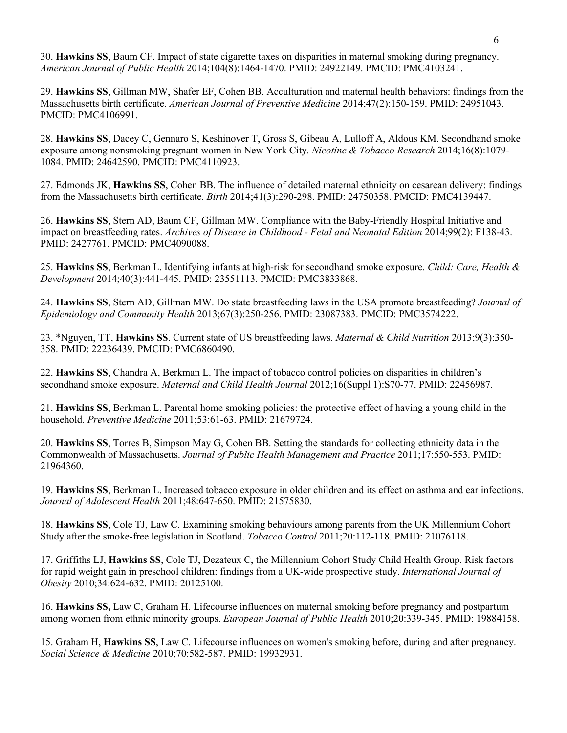30. **Hawkins SS**, Baum CF. Impact of state cigarette taxes on disparities in maternal smoking during pregnancy. *American Journal of Public Health* 2014;104(8):1464-1470. PMID: 24922149. PMCID: PMC4103241.

29. **Hawkins SS**, Gillman MW, Shafer EF, Cohen BB. Acculturation and maternal health behaviors: findings from the Massachusetts birth certificate. *American Journal of Preventive Medicine* 2014;47(2):150-159. PMID: 24951043. PMCID: PMC4106991.

28. **Hawkins SS**, Dacey C, Gennaro S, Keshinover T, Gross S, Gibeau A, Lulloff A, Aldous KM. Secondhand smoke exposure among nonsmoking pregnant women in New York City. *Nicotine & Tobacco Research* 2014;16(8):1079-1084. PMID: 24642590. PMCID: PMC4110923.

27. Edmonds JK, **Hawkins SS**, Cohen BB. The influence of detailed maternal ethnicity on cesarean delivery: findings from the Massachusetts birth certificate. *Birth* 2014;41(3):290-298. PMID: 24750358. PMCID: PMC4139447.

26. **Hawkins SS**, Stern AD, Baum CF, Gillman MW. Compliance with the Baby-Friendly Hospital Initiative and impact on breastfeeding rates. *Archives of Disease in Childhood - Fetal and Neonatal Edition* 2014;99(2): F138-43. PMID: 2427761. PMCID: PMC4090088.

25. **Hawkins SS**, Berkman L. Identifying infants at high-risk for secondhand smoke exposure. *Child: Care, Health & Development* 2014;40(3):441-445. PMID: 23551113. PMCID: PMC3833868.

24. **Hawkins SS**, Stern AD, Gillman MW. Do state breastfeeding laws in the USA promote breastfeeding? *Journal of Epidemiology and Community Health* 2013;67(3):250-256. PMID: 23087383. PMCID: PMC3574222.

23. *Nguyen, TT, **Hawkins SS**. Current state of US breastfeeding laws. *Maternal & Child Nutrition* 2013;9(3):350-358. PMID: 22236439. PMCID: PMC6860490.

22. **Hawkins SS**, Chandra A, Berkman L. The impact of tobacco control policies on disparities in children's secondhand smoke exposure. *Maternal and Child Health Journal* 2012;16(Suppl 1):S70-77. PMID: 22456987.

21. **Hawkins SS,** Berkman L. Parental home smoking policies: the protective effect of having a young child in the household. *Preventive Medicine* 2011;53:61-63. PMID: 21679724.

20. **Hawkins SS**, Torres B, Simpson May G, Cohen BB. Setting the standards for collecting ethnicity data in the Commonwealth of Massachusetts. *Journal of Public Health Management and Practice* 2011;17:550-553. PMID: 21964360.

19. **Hawkins SS**, Berkman L. Increased tobacco exposure in older children and its effect on asthma and ear infections. *Journal of Adolescent Health* 2011;48:647-650. PMID: 21575830.

18. **Hawkins SS**, Cole TJ, Law C. Examining smoking behaviours among parents from the UK Millennium Cohort Study after the smoke-free legislation in Scotland. *Tobacco Control* 2011;20:112-118. PMID: 21076118.

17. Griffiths LJ, **Hawkins SS**, Cole TJ, Dezateux C, the Millennium Cohort Study Child Health Group. Risk factors for rapid weight gain in preschool children: findings from a UK-wide prospective study. *International Journal of Obesity* 2010;34:624-632. PMID: 20125100.

16. **Hawkins SS,** Law C, Graham H. Lifecourse influences on maternal smoking before pregnancy and postpartum among women from ethnic minority groups. *European Journal of Public Health* 2010;20:339-345. PMID: 19884158.

15. Graham H, **Hawkins SS**, Law C. Lifecourse influences on women's smoking before, during and after pregnancy. *Social Science & Medicine* 2010;70:582-587. PMID: 19932931.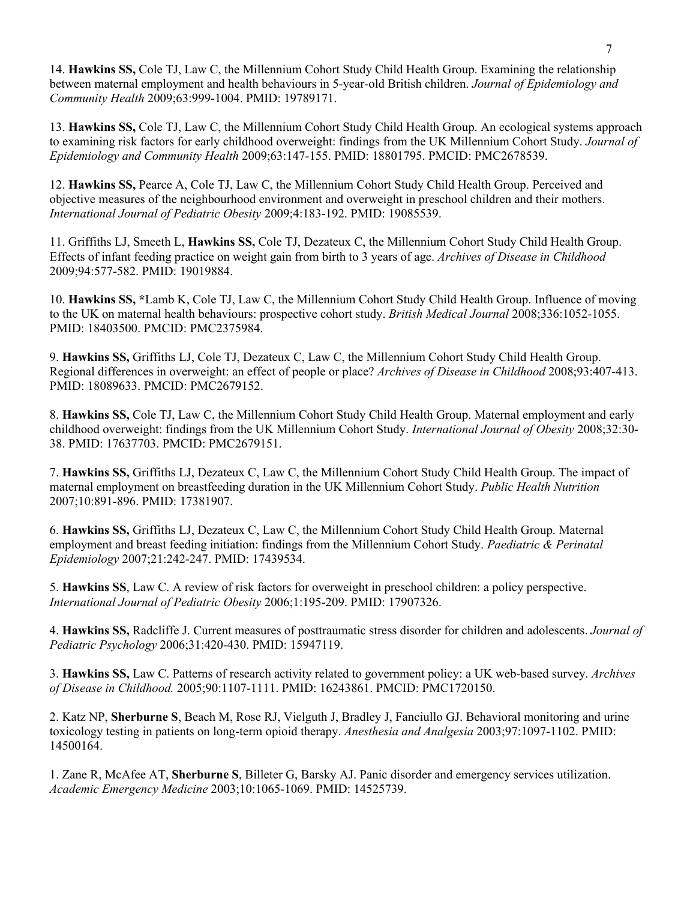14. **Hawkins SS,** Cole TJ, Law C, the Millennium Cohort Study Child Health Group. Examining the relationship between maternal employment and health behaviours in 5-year-old British children. *Journal of Epidemiology and Community Health* 2009;63:999-1004. PMID: 19789171.

13. **Hawkins SS,** Cole TJ, Law C, the Millennium Cohort Study Child Health Group. An ecological systems approach to examining risk factors for early childhood overweight: findings from the UK Millennium Cohort Study. *Journal of Epidemiology and Community Health* 2009;63:147-155. PMID: 18801795. PMCID: PMC2678539.

12. **Hawkins SS,** Pearce A, Cole TJ, Law C, the Millennium Cohort Study Child Health Group. Perceived and objective measures of the neighbourhood environment and overweight in preschool children and their mothers. *International Journal of Pediatric Obesity* 2009;4:183-192. PMID: 19085539.

11. Griffiths LJ, Smeeth L, **Hawkins SS,** Cole TJ, Dezateux C, the Millennium Cohort Study Child Health Group. Effects of infant feeding practice on weight gain from birth to 3 years of age. *Archives of Disease in Childhood* 2009;94:577-582. PMID: 19019884.

10. **Hawkins SS,** *Lamb K, Cole TJ, Law C, the Millennium Cohort Study Child Health Group. Influence of moving to the UK on maternal health behaviours: prospective cohort study. *British Medical Journal* 2008;336:1052-1055. PMID: 18403500. PMCID: PMC2375984.

9. **Hawkins SS,** Griffiths LJ, Cole TJ, Dezateux C, Law C, the Millennium Cohort Study Child Health Group. Regional differences in overweight: an effect of people or place? *Archives of Disease in Childhood* 2008;93:407-413. PMID: 18089633. PMCID: PMC2679152.

8. **Hawkins SS,** Cole TJ, Law C, the Millennium Cohort Study Child Health Group. Maternal employment and early childhood overweight: findings from the UK Millennium Cohort Study. *International Journal of Obesity* 2008;32:30-38. PMID: 17637703. PMCID: PMC2679151.

7. **Hawkins SS,** Griffiths LJ, Dezateux C, Law C, the Millennium Cohort Study Child Health Group. The impact of maternal employment on breastfeeding duration in the UK Millennium Cohort Study. *Public Health Nutrition* 2007;10:891-896. PMID: 17381907.

6. **Hawkins SS,** Griffiths LJ, Dezateux C, Law C, the Millennium Cohort Study Child Health Group. Maternal employment and breast feeding initiation: findings from the Millennium Cohort Study. *Paediatric & Perinatal Epidemiology* 2007;21:242-247. PMID: 17439534.

5. **Hawkins SS**, Law C. A review of risk factors for overweight in preschool children: a policy perspective. *International Journal of Pediatric Obesity* 2006;1:195-209. PMID: 17907326.

4. **Hawkins SS,** Radcliffe J. Current measures of posttraumatic stress disorder for children and adolescents. *Journal of Pediatric Psychology* 2006;31:420-430. PMID: 15947119.

3. **Hawkins SS,** Law C. Patterns of research activity related to government policy: a UK web-based survey. *Archives of Disease in Childhood.* 2005;90:1107-1111. PMID: 16243861. PMCID: PMC1720150.

2. Katz NP, **Sherburne S**, Beach M, Rose RJ, Vielguth J, Bradley J, Fanciullo GJ. Behavioral monitoring and urine toxicology testing in patients on long-term opioid therapy. *Anesthesia and Analgesia* 2003;97:1097-1102. PMID: 14500164.

1. Zane R, McAfee AT, **Sherburne S**, Billeter G, Barsky AJ. Panic disorder and emergency services utilization. *Academic Emergency Medicine* 2003;10:1065-1069. PMID: 14525739.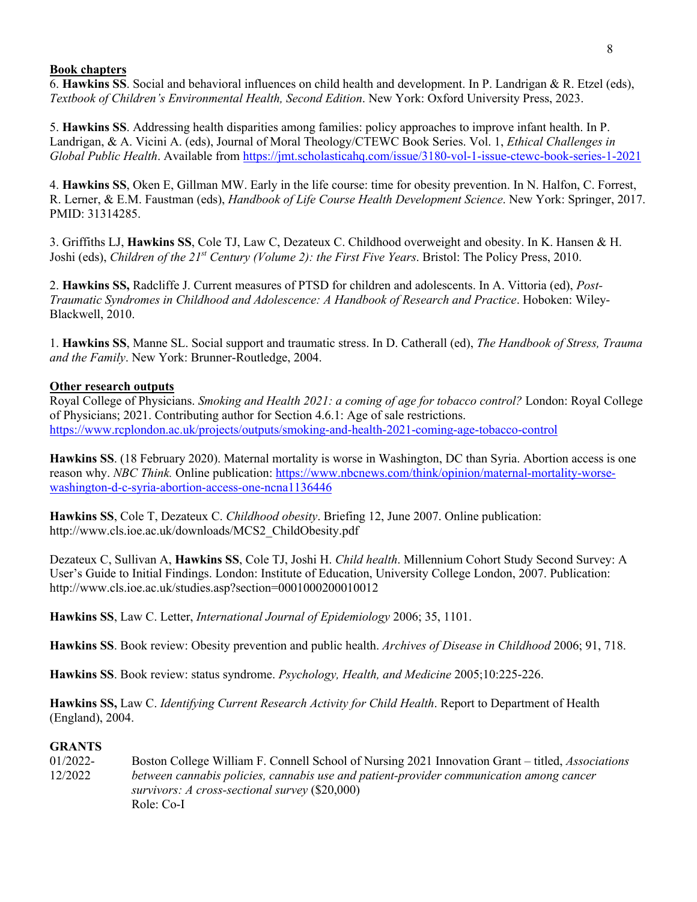**<u>Book chapters</u>**

6. **Hawkins SS**. Social and behavioral influences on child health and development. In P. Landrigan & R. Etzel (eds), *Textbook of Children's Environmental Health, Second Edition*. New York: Oxford University Press, 2023.

5. **Hawkins SS**. Addressing health disparities among families: policy approaches to improve infant health. In P. Landrigan, & A. Vicini A. (eds), Journal of Moral Theology/CTEWC Book Series. Vol. 1, *Ethical Challenges in Global Public Health*. Available from https://jmt.scholasticahq.com/issue/3180-vol-1-issue-ctewc-book-series-1-2021

4. **Hawkins SS**, Oken E, Gillman MW. Early in the life course: time for obesity prevention. In N. Halfon, C. Forrest, R. Lerner, & E.M. Faustman (eds), *Handbook of Life Course Health Development Science*. New York: Springer, 2017. PMID: 31314285.

3. Griffiths LJ, **Hawkins SS**, Cole TJ, Law C, Dezateux C. Childhood overweight and obesity. In K. Hansen & H. Joshi (eds), *Children of the 21st Century (Volume 2): the First Five Years*. Bristol: The Policy Press, 2010.

2. **Hawkins SS,** Radcliffe J. Current measures of PTSD for children and adolescents. In A. Vittoria (ed), *Post-Traumatic Syndromes in Childhood and Adolescence: A Handbook of Research and Practice*. Hoboken: Wiley-Blackwell, 2010.

1. **Hawkins SS**, Manne SL. Social support and traumatic stress. In D. Catherall (ed), *The Handbook of Stress, Trauma and the Family*. New York: Brunner-Routledge, 2004.

**<u>Other research outputs</u>**

Royal College of Physicians. *Smoking and Health 2021: a coming of age for tobacco control?* London: Royal College of Physicians; 2021. Contributing author for Section 4.6.1: Age of sale restrictions. https://www.rcplondon.ac.uk/projects/outputs/smoking-and-health-2021-coming-age-tobacco-control

**Hawkins SS**. (18 February 2020). Maternal mortality is worse in Washington, DC than Syria. Abortion access is one reason why. *NBC Think.* Online publication: https://www.nbcnews.com/think/opinion/maternal-mortality-worse-washington-d-c-syria-abortion-access-one-ncna1136446

**Hawkins SS**, Cole T, Dezateux C. *Childhood obesity*. Briefing 12, June 2007. Online publication: http://www.cls.ioe.ac.uk/downloads/MCS2_ChildObesity.pdf

Dezateux C, Sullivan A, **Hawkins SS**, Cole TJ, Joshi H. *Child health*. Millennium Cohort Study Second Survey: A User's Guide to Initial Findings. London: Institute of Education, University College London, 2007. Publication: http://www.cls.ioe.ac.uk/studies.asp?section=0001000200010012

**Hawkins SS**, Law C. Letter, *International Journal of Epidemiology* 2006; 35, 1101.

**Hawkins SS**. Book review: Obesity prevention and public health. *Archives of Disease in Childhood* 2006; 91, 718.

**Hawkins SS**. Book review: status syndrome. *Psychology, Health, and Medicine* 2005;10:225-226.

**Hawkins SS,** Law C. *Identifying Current Research Activity for Child Health*. Report to Department of Health (England), 2004.

**GRANTS**

01/2022-12/2022 — Boston College William F. Connell School of Nursing 2021 Innovation Grant – titled, *Associations between cannabis policies, cannabis use and patient-provider communication among cancer survivors: A cross-sectional survey* ($20,000)
Role: Co-I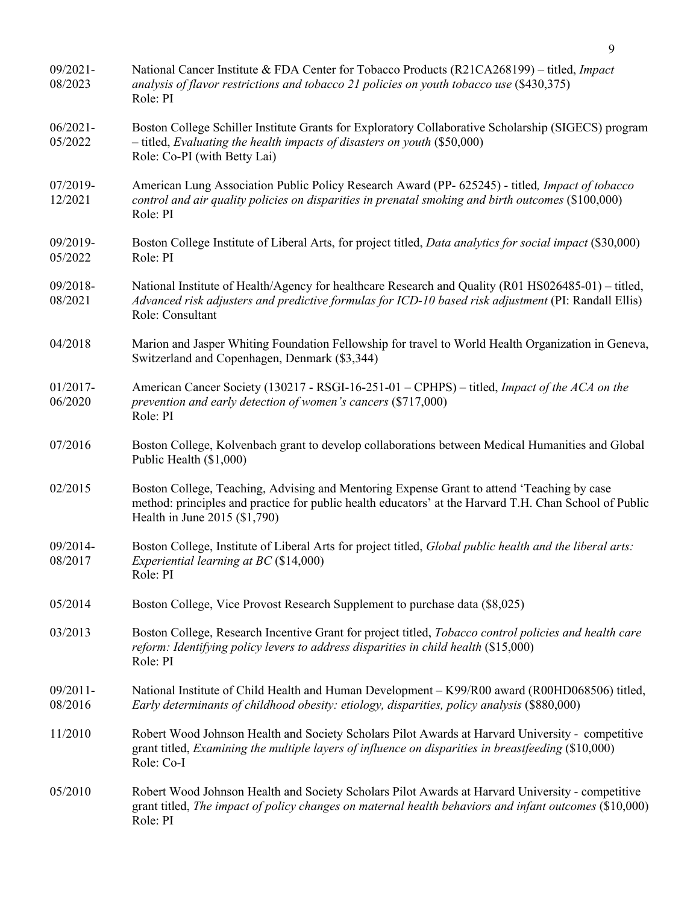09/2021-08/2023 National Cancer Institute & FDA Center for Tobacco Products (R21CA268199) – titled, *Impact analysis of flavor restrictions and tobacco 21 policies on youth tobacco use* ($430,375)
Role: PI

06/2021-05/2022 Boston College Schiller Institute Grants for Exploratory Collaborative Scholarship (SIGECS) program – titled, *Evaluating the health impacts of disasters on youth* ($50,000)
Role: Co-PI (with Betty Lai)

07/2019-12/2021 American Lung Association Public Policy Research Award (PP- 625245) - titled*, Impact of tobacco control and air quality policies on disparities in prenatal smoking and birth outcomes* ($100,000)
Role: PI

09/2019-05/2022 Boston College Institute of Liberal Arts, for project titled, *Data analytics for social impact* ($30,000)
Role: PI

09/2018-08/2021 National Institute of Health/Agency for healthcare Research and Quality (R01 HS026485-01) – titled, *Advanced risk adjusters and predictive formulas for ICD-10 based risk adjustment* (PI: Randall Ellis)
Role: Consultant

04/2018 Marion and Jasper Whiting Foundation Fellowship for travel to World Health Organization in Geneva, Switzerland and Copenhagen, Denmark ($3,344)

01/2017-06/2020 American Cancer Society (130217 - RSGI-16-251-01 – CPHPS) – titled, *Impact of the ACA on the prevention and early detection of women's cancers* ($717,000)
Role: PI

07/2016 Boston College, Kolvenbach grant to develop collaborations between Medical Humanities and Global Public Health ($1,000)

02/2015 Boston College, Teaching, Advising and Mentoring Expense Grant to attend 'Teaching by case method: principles and practice for public health educators' at the Harvard T.H. Chan School of Public Health in June 2015 ($1,790)

09/2014-08/2017 Boston College, Institute of Liberal Arts for project titled, *Global public health and the liberal arts: Experiential learning at BC* ($14,000)
Role: PI

05/2014 Boston College, Vice Provost Research Supplement to purchase data ($8,025)

03/2013 Boston College, Research Incentive Grant for project titled, *Tobacco control policies and health care reform: Identifying policy levers to address disparities in child health* ($15,000)
Role: PI

09/2011-08/2016 National Institute of Child Health and Human Development – K99/R00 award (R00HD068506) titled, *Early determinants of childhood obesity: etiology, disparities, policy analysis* ($880,000)

11/2010 Robert Wood Johnson Health and Society Scholars Pilot Awards at Harvard University - competitive grant titled, *Examining the multiple layers of influence on disparities in breastfeeding* ($10,000)
Role: Co-I

05/2010 Robert Wood Johnson Health and Society Scholars Pilot Awards at Harvard University - competitive grant titled, *The impact of policy changes on maternal health behaviors and infant outcomes* ($10,000)
Role: PI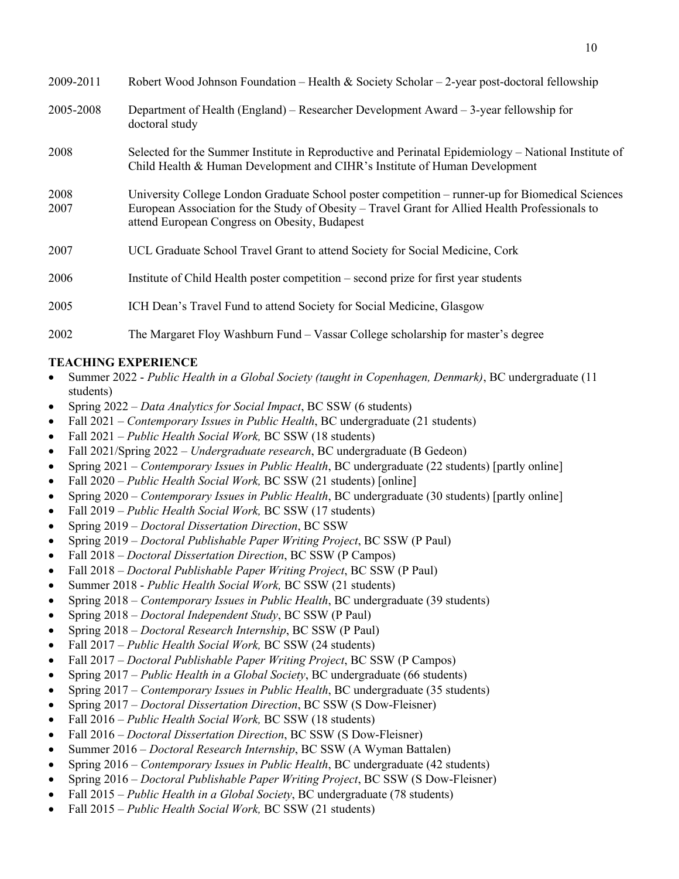2009-2011 Robert Wood Johnson Foundation – Health & Society Scholar – 2-year post-doctoral fellowship

2005-2008 Department of Health (England) – Researcher Development Award – 3-year fellowship for doctoral study

2008 Selected for the Summer Institute in Reproductive and Perinatal Epidemiology – National Institute of Child Health & Human Development and CIHR's Institute of Human Development

2008 University College London Graduate School poster competition – runner-up for Biomedical Sciences

2007 European Association for the Study of Obesity – Travel Grant for Allied Health Professionals to attend European Congress on Obesity, Budapest

2007 UCL Graduate School Travel Grant to attend Society for Social Medicine, Cork

2006 Institute of Child Health poster competition – second prize for first year students

2005 ICH Dean's Travel Fund to attend Society for Social Medicine, Glasgow

2002 The Margaret Floy Washburn Fund – Vassar College scholarship for master's degree

## TEACHING EXPERIENCE

- Summer 2022 - *Public Health in a Global Society (taught in Copenhagen, Denmark)*, BC undergraduate (11 students)
- Spring 2022 – *Data Analytics for Social Impact*, BC SSW (6 students)
- Fall 2021 – *Contemporary Issues in Public Health*, BC undergraduate (21 students)
- Fall 2021 – *Public Health Social Work,* BC SSW (18 students)
- Fall 2021/Spring 2022 – *Undergraduate research*, BC undergraduate (B Gedeon)
- Spring 2021 – *Contemporary Issues in Public Health*, BC undergraduate (22 students) [partly online]
- Fall 2020 – *Public Health Social Work,* BC SSW (21 students) [online]
- Spring 2020 – *Contemporary Issues in Public Health*, BC undergraduate (30 students) [partly online]
- Fall 2019 – *Public Health Social Work,* BC SSW (17 students)
- Spring 2019 – *Doctoral Dissertation Direction*, BC SSW
- Spring 2019 – *Doctoral Publishable Paper Writing Project*, BC SSW (P Paul)
- Fall 2018 – *Doctoral Dissertation Direction*, BC SSW (P Campos)
- Fall 2018 – *Doctoral Publishable Paper Writing Project*, BC SSW (P Paul)
- Summer 2018 - *Public Health Social Work,* BC SSW (21 students)
- Spring 2018 – *Contemporary Issues in Public Health*, BC undergraduate (39 students)
- Spring 2018 – *Doctoral Independent Study*, BC SSW (P Paul)
- Spring 2018 – *Doctoral Research Internship*, BC SSW (P Paul)
- Fall 2017 – *Public Health Social Work,* BC SSW (24 students)
- Fall 2017 – *Doctoral Publishable Paper Writing Project*, BC SSW (P Campos)
- Spring 2017 – *Public Health in a Global Society*, BC undergraduate (66 students)
- Spring 2017 – *Contemporary Issues in Public Health*, BC undergraduate (35 students)
- Spring 2017 – *Doctoral Dissertation Direction*, BC SSW (S Dow-Fleisner)
- Fall 2016 – *Public Health Social Work,* BC SSW (18 students)
- Fall 2016 – *Doctoral Dissertation Direction*, BC SSW (S Dow-Fleisner)
- Summer 2016 – *Doctoral Research Internship*, BC SSW (A Wyman Battalen)
- Spring 2016 – *Contemporary Issues in Public Health*, BC undergraduate (42 students)
- Spring 2016 – *Doctoral Publishable Paper Writing Project*, BC SSW (S Dow-Fleisner)
- Fall 2015 – *Public Health in a Global Society*, BC undergraduate (78 students)
- Fall 2015 – *Public Health Social Work,* BC SSW (21 students)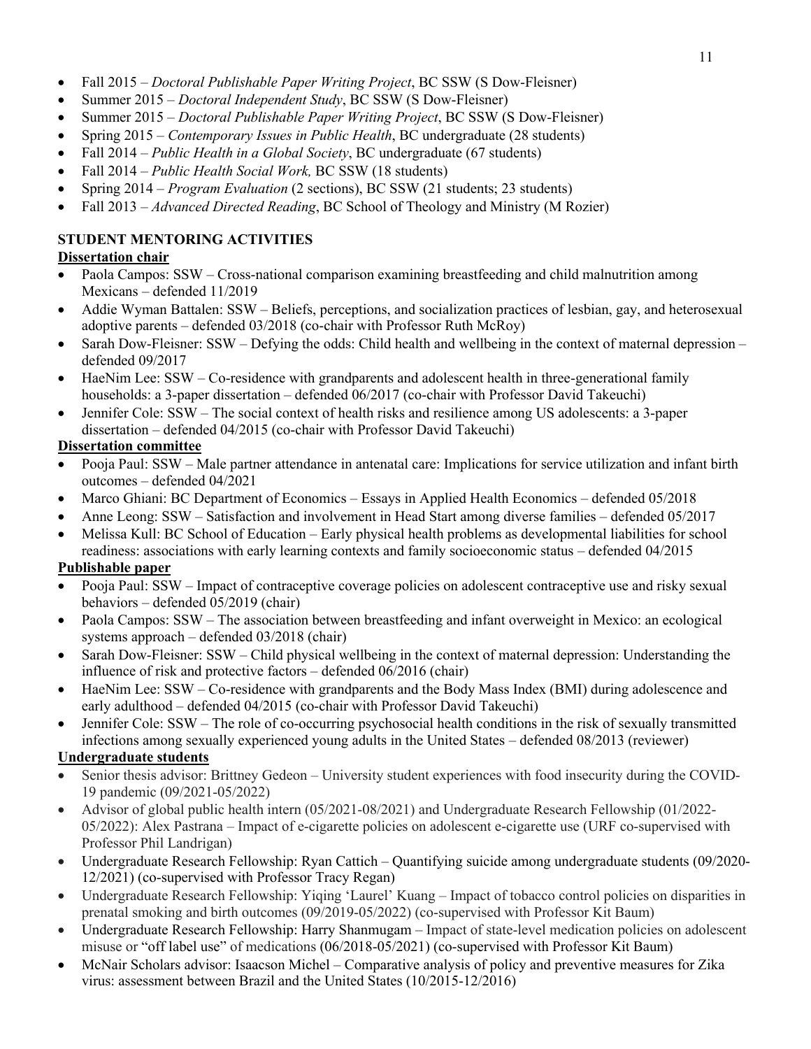- Fall 2015 – *Doctoral Publishable Paper Writing Project*, BC SSW (S Dow-Fleisner)
- Summer 2015 – *Doctoral Independent Study*, BC SSW (S Dow-Fleisner)
- Summer 2015 – *Doctoral Publishable Paper Writing Project*, BC SSW (S Dow-Fleisner)
- Spring 2015 – *Contemporary Issues in Public Health*, BC undergraduate (28 students)
- Fall 2014 – *Public Health in a Global Society*, BC undergraduate (67 students)
- Fall 2014 – *Public Health Social Work,* BC SSW (18 students)
- Spring 2014 – *Program Evaluation* (2 sections), BC SSW (21 students; 23 students)
- Fall 2013 – *Advanced Directed Reading*, BC School of Theology and Ministry (M Rozier)

**STUDENT MENTORING ACTIVITIES**

**Dissertation chair**

- Paola Campos: SSW – Cross-national comparison examining breastfeeding and child malnutrition among Mexicans – defended 11/2019
- Addie Wyman Battalen: SSW – Beliefs, perceptions, and socialization practices of lesbian, gay, and heterosexual adoptive parents – defended 03/2018 (co-chair with Professor Ruth McRoy)
- Sarah Dow-Fleisner: SSW – Defying the odds: Child health and wellbeing in the context of maternal depression – defended 09/2017
- HaeNim Lee: SSW – Co-residence with grandparents and adolescent health in three-generational family households: a 3-paper dissertation – defended 06/2017 (co-chair with Professor David Takeuchi)
- Jennifer Cole: SSW – The social context of health risks and resilience among US adolescents: a 3-paper dissertation – defended 04/2015 (co-chair with Professor David Takeuchi)

**Dissertation committee**

- Pooja Paul: SSW – Male partner attendance in antenatal care: Implications for service utilization and infant birth outcomes – defended 04/2021
- Marco Ghiani: BC Department of Economics – Essays in Applied Health Economics – defended 05/2018
- Anne Leong: SSW – Satisfaction and involvement in Head Start among diverse families – defended 05/2017
- Melissa Kull: BC School of Education – Early physical health problems as developmental liabilities for school readiness: associations with early learning contexts and family socioeconomic status – defended 04/2015

**Publishable paper**

- Pooja Paul: SSW – Impact of contraceptive coverage policies on adolescent contraceptive use and risky sexual behaviors – defended 05/2019 (chair)
- Paola Campos: SSW – The association between breastfeeding and infant overweight in Mexico: an ecological systems approach – defended 03/2018 (chair)
- Sarah Dow-Fleisner: SSW – Child physical wellbeing in the context of maternal depression: Understanding the influence of risk and protective factors – defended 06/2016 (chair)
- HaeNim Lee: SSW – Co-residence with grandparents and the Body Mass Index (BMI) during adolescence and early adulthood – defended 04/2015 (co-chair with Professor David Takeuchi)
- Jennifer Cole: SSW – The role of co-occurring psychosocial health conditions in the risk of sexually transmitted infections among sexually experienced young adults in the United States – defended 08/2013 (reviewer)

**Undergraduate students**

- Senior thesis advisor: Brittney Gedeon – University student experiences with food insecurity during the COVID-19 pandemic (09/2021-05/2022)
- Advisor of global public health intern (05/2021-08/2021) and Undergraduate Research Fellowship (01/2022-05/2022): Alex Pastrana – Impact of e-cigarette policies on adolescent e-cigarette use (URF co-supervised with Professor Phil Landrigan)
- Undergraduate Research Fellowship: Ryan Cattich – Quantifying suicide among undergraduate students (09/2020-12/2021) (co-supervised with Professor Tracy Regan)
- Undergraduate Research Fellowship: Yiqing 'Laurel' Kuang – Impact of tobacco control policies on disparities in prenatal smoking and birth outcomes (09/2019-05/2022) (co-supervised with Professor Kit Baum)
- Undergraduate Research Fellowship: Harry Shanmugam – Impact of state-level medication policies on adolescent misuse or "off label use" of medications (06/2018-05/2021) (co-supervised with Professor Kit Baum)
- McNair Scholars advisor: Isaacson Michel – Comparative analysis of policy and preventive measures for Zika virus: assessment between Brazil and the United States (10/2015-12/2016)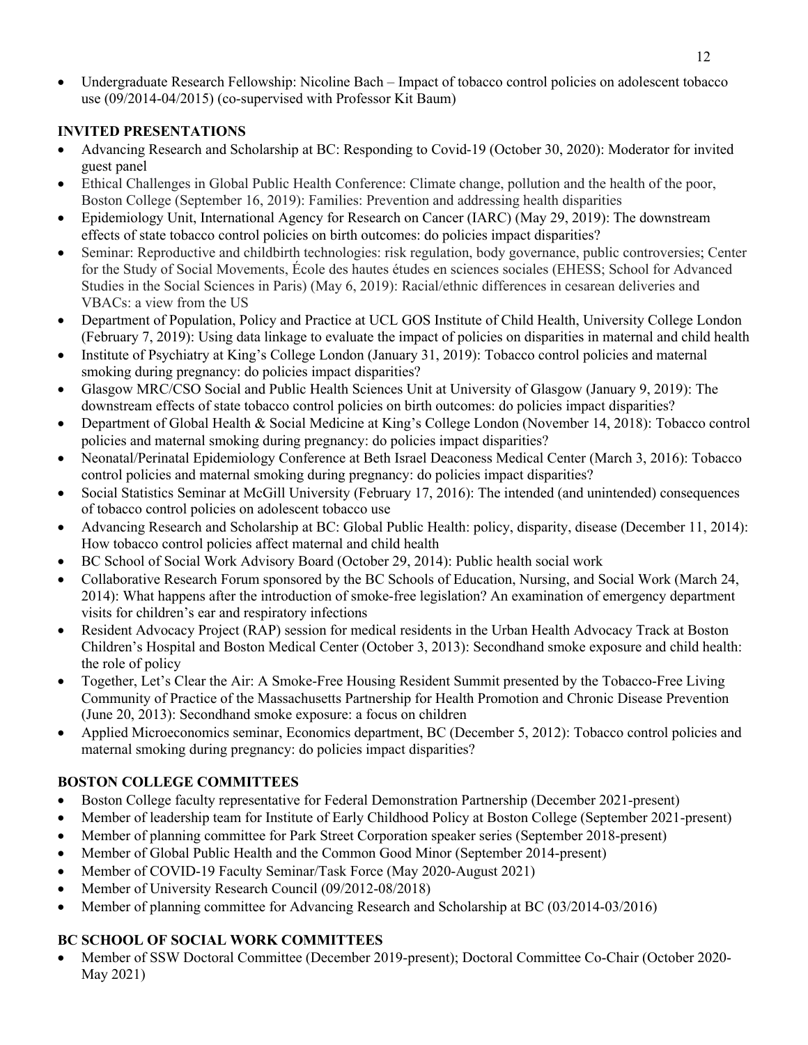- Undergraduate Research Fellowship: Nicoline Bach – Impact of tobacco control policies on adolescent tobacco use (09/2014-04/2015) (co-supervised with Professor Kit Baum)

## INVITED PRESENTATIONS

- Advancing Research and Scholarship at BC: Responding to Covid-19 (October 30, 2020): Moderator for invited guest panel
- Ethical Challenges in Global Public Health Conference: Climate change, pollution and the health of the poor, Boston College (September 16, 2019): Families: Prevention and addressing health disparities
- Epidemiology Unit, International Agency for Research on Cancer (IARC) (May 29, 2019): The downstream effects of state tobacco control policies on birth outcomes: do policies impact disparities?
- Seminar: Reproductive and childbirth technologies: risk regulation, body governance, public controversies; Center for the Study of Social Movements, École des hautes études en sciences sociales (EHESS; School for Advanced Studies in the Social Sciences in Paris) (May 6, 2019): Racial/ethnic differences in cesarean deliveries and VBACs: a view from the US
- Department of Population, Policy and Practice at UCL GOS Institute of Child Health, University College London (February 7, 2019): Using data linkage to evaluate the impact of policies on disparities in maternal and child health
- Institute of Psychiatry at King's College London (January 31, 2019): Tobacco control policies and maternal smoking during pregnancy: do policies impact disparities?
- Glasgow MRC/CSO Social and Public Health Sciences Unit at University of Glasgow (January 9, 2019): The downstream effects of state tobacco control policies on birth outcomes: do policies impact disparities?
- Department of Global Health & Social Medicine at King's College London (November 14, 2018): Tobacco control policies and maternal smoking during pregnancy: do policies impact disparities?
- Neonatal/Perinatal Epidemiology Conference at Beth Israel Deaconess Medical Center (March 3, 2016): Tobacco control policies and maternal smoking during pregnancy: do policies impact disparities?
- Social Statistics Seminar at McGill University (February 17, 2016): The intended (and unintended) consequences of tobacco control policies on adolescent tobacco use
- Advancing Research and Scholarship at BC: Global Public Health: policy, disparity, disease (December 11, 2014): How tobacco control policies affect maternal and child health
- BC School of Social Work Advisory Board (October 29, 2014): Public health social work
- Collaborative Research Forum sponsored by the BC Schools of Education, Nursing, and Social Work (March 24, 2014): What happens after the introduction of smoke-free legislation? An examination of emergency department visits for children's ear and respiratory infections
- Resident Advocacy Project (RAP) session for medical residents in the Urban Health Advocacy Track at Boston Children's Hospital and Boston Medical Center (October 3, 2013): Secondhand smoke exposure and child health: the role of policy
- Together, Let's Clear the Air: A Smoke-Free Housing Resident Summit presented by the Tobacco-Free Living Community of Practice of the Massachusetts Partnership for Health Promotion and Chronic Disease Prevention (June 20, 2013): Secondhand smoke exposure: a focus on children
- Applied Microeconomics seminar, Economics department, BC (December 5, 2012): Tobacco control policies and maternal smoking during pregnancy: do policies impact disparities?

## BOSTON COLLEGE COMMITTEES

- Boston College faculty representative for Federal Demonstration Partnership (December 2021-present)
- Member of leadership team for Institute of Early Childhood Policy at Boston College (September 2021-present)
- Member of planning committee for Park Street Corporation speaker series (September 2018-present)
- Member of Global Public Health and the Common Good Minor (September 2014-present)
- Member of COVID-19 Faculty Seminar/Task Force (May 2020-August 2021)
- Member of University Research Council (09/2012-08/2018)
- Member of planning committee for Advancing Research and Scholarship at BC (03/2014-03/2016)

## BC SCHOOL OF SOCIAL WORK COMMITTEES

- Member of SSW Doctoral Committee (December 2019-present); Doctoral Committee Co-Chair (October 2020-May 2021)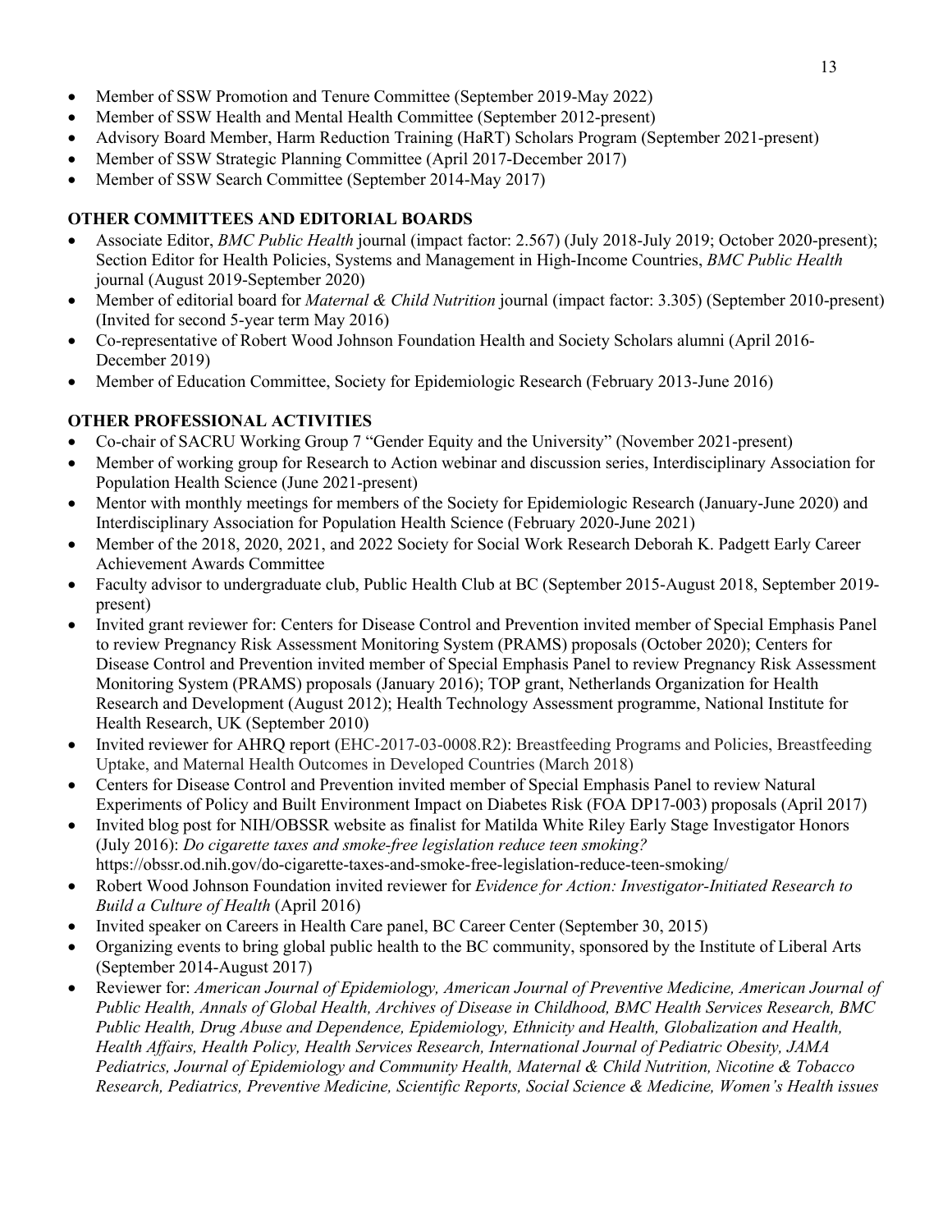- Member of SSW Promotion and Tenure Committee (September 2019-May 2022)
- Member of SSW Health and Mental Health Committee (September 2012-present)
- Advisory Board Member, Harm Reduction Training (HaRT) Scholars Program (September 2021-present)
- Member of SSW Strategic Planning Committee (April 2017-December 2017)
- Member of SSW Search Committee (September 2014-May 2017)

## OTHER COMMITTEES AND EDITORIAL BOARDS

- Associate Editor, *BMC Public Health* journal (impact factor: 2.567) (July 2018-July 2019; October 2020-present); Section Editor for Health Policies, Systems and Management in High-Income Countries, *BMC Public Health* journal (August 2019-September 2020)
- Member of editorial board for *Maternal & Child Nutrition* journal (impact factor: 3.305) (September 2010-present) (Invited for second 5-year term May 2016)
- Co-representative of Robert Wood Johnson Foundation Health and Society Scholars alumni (April 2016-December 2019)
- Member of Education Committee, Society for Epidemiologic Research (February 2013-June 2016)

## OTHER PROFESSIONAL ACTIVITIES

- Co-chair of SACRU Working Group 7 "Gender Equity and the University" (November 2021-present)
- Member of working group for Research to Action webinar and discussion series, Interdisciplinary Association for Population Health Science (June 2021-present)
- Mentor with monthly meetings for members of the Society for Epidemiologic Research (January-June 2020) and Interdisciplinary Association for Population Health Science (February 2020-June 2021)
- Member of the 2018, 2020, 2021, and 2022 Society for Social Work Research Deborah K. Padgett Early Career Achievement Awards Committee
- Faculty advisor to undergraduate club, Public Health Club at BC (September 2015-August 2018, September 2019-present)
- Invited grant reviewer for: Centers for Disease Control and Prevention invited member of Special Emphasis Panel to review Pregnancy Risk Assessment Monitoring System (PRAMS) proposals (October 2020); Centers for Disease Control and Prevention invited member of Special Emphasis Panel to review Pregnancy Risk Assessment Monitoring System (PRAMS) proposals (January 2016); TOP grant, Netherlands Organization for Health Research and Development (August 2012); Health Technology Assessment programme, National Institute for Health Research, UK (September 2010)
- Invited reviewer for AHRQ report (EHC-2017-03-0008.R2): Breastfeeding Programs and Policies, Breastfeeding Uptake, and Maternal Health Outcomes in Developed Countries (March 2018)
- Centers for Disease Control and Prevention invited member of Special Emphasis Panel to review Natural Experiments of Policy and Built Environment Impact on Diabetes Risk (FOA DP17-003) proposals (April 2017)
- Invited blog post for NIH/OBSSR website as finalist for Matilda White Riley Early Stage Investigator Honors (July 2016): *Do cigarette taxes and smoke-free legislation reduce teen smoking?* https://obssr.od.nih.gov/do-cigarette-taxes-and-smoke-free-legislation-reduce-teen-smoking/
- Robert Wood Johnson Foundation invited reviewer for *Evidence for Action: Investigator-Initiated Research to Build a Culture of Health* (April 2016)
- Invited speaker on Careers in Health Care panel, BC Career Center (September 30, 2015)
- Organizing events to bring global public health to the BC community, sponsored by the Institute of Liberal Arts (September 2014-August 2017)
- Reviewer for: *American Journal of Epidemiology, American Journal of Preventive Medicine, American Journal of Public Health, Annals of Global Health, Archives of Disease in Childhood, BMC Health Services Research, BMC Public Health, Drug Abuse and Dependence, Epidemiology, Ethnicity and Health, Globalization and Health, Health Affairs, Health Policy, Health Services Research, International Journal of Pediatric Obesity, JAMA Pediatrics, Journal of Epidemiology and Community Health, Maternal & Child Nutrition, Nicotine & Tobacco Research, Pediatrics, Preventive Medicine, Scientific Reports, Social Science & Medicine, Women's Health issues*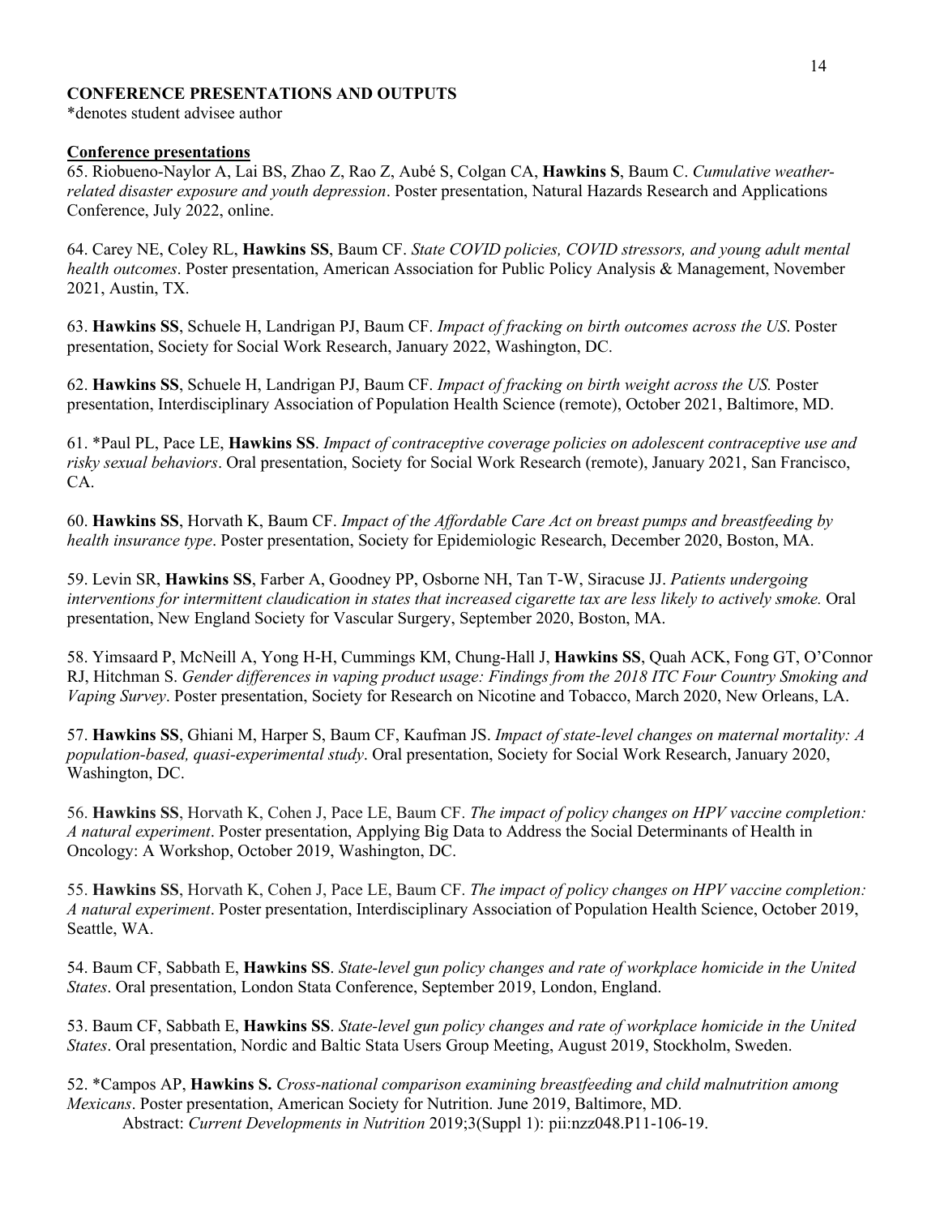**CONFERENCE PRESENTATIONS AND OUTPUTS**
*denotes student advisee author

**Conference presentations**

65. Riobueno-Naylor A, Lai BS, Zhao Z, Rao Z, Aubé S, Colgan CA, **Hawkins S**, Baum C. *Cumulative weather-related disaster exposure and youth depression*. Poster presentation, Natural Hazards Research and Applications Conference, July 2022, online.

64. Carey NE, Coley RL, **Hawkins SS**, Baum CF. *State COVID policies, COVID stressors, and young adult mental health outcomes*. Poster presentation, American Association for Public Policy Analysis & Management, November 2021, Austin, TX.

63. **Hawkins SS**, Schuele H, Landrigan PJ, Baum CF. *Impact of fracking on birth outcomes across the US*. Poster presentation, Society for Social Work Research, January 2022, Washington, DC.

62. **Hawkins SS**, Schuele H, Landrigan PJ, Baum CF. *Impact of fracking on birth weight across the US.* Poster presentation, Interdisciplinary Association of Population Health Science (remote), October 2021, Baltimore, MD.

61. *Paul PL, Pace LE, **Hawkins SS**. *Impact of contraceptive coverage policies on adolescent contraceptive use and risky sexual behaviors*. Oral presentation, Society for Social Work Research (remote), January 2021, San Francisco, CA.

60. **Hawkins SS**, Horvath K, Baum CF. *Impact of the Affordable Care Act on breast pumps and breastfeeding by health insurance type*. Poster presentation, Society for Epidemiologic Research, December 2020, Boston, MA.

59. Levin SR, **Hawkins SS**, Farber A, Goodney PP, Osborne NH, Tan T-W, Siracuse JJ. *Patients undergoing interventions for intermittent claudication in states that increased cigarette tax are less likely to actively smoke.* Oral presentation, New England Society for Vascular Surgery, September 2020, Boston, MA.

58. Yimsaard P, McNeill A, Yong H-H, Cummings KM, Chung-Hall J, **Hawkins SS**, Quah ACK, Fong GT, O'Connor RJ, Hitchman S. *Gender differences in vaping product usage: Findings from the 2018 ITC Four Country Smoking and Vaping Survey*. Poster presentation, Society for Research on Nicotine and Tobacco, March 2020, New Orleans, LA.

57. **Hawkins SS**, Ghiani M, Harper S, Baum CF, Kaufman JS. *Impact of state-level changes on maternal mortality: A population-based, quasi-experimental study*. Oral presentation, Society for Social Work Research, January 2020, Washington, DC.

56. **Hawkins SS**, Horvath K, Cohen J, Pace LE, Baum CF. *The impact of policy changes on HPV vaccine completion: A natural experiment*. Poster presentation, Applying Big Data to Address the Social Determinants of Health in Oncology: A Workshop, October 2019, Washington, DC.

55. **Hawkins SS**, Horvath K, Cohen J, Pace LE, Baum CF. *The impact of policy changes on HPV vaccine completion: A natural experiment*. Poster presentation, Interdisciplinary Association of Population Health Science, October 2019, Seattle, WA.

54. Baum CF, Sabbath E, **Hawkins SS**. *State-level gun policy changes and rate of workplace homicide in the United States*. Oral presentation, London Stata Conference, September 2019, London, England.

53. Baum CF, Sabbath E, **Hawkins SS**. *State-level gun policy changes and rate of workplace homicide in the United States*. Oral presentation, Nordic and Baltic Stata Users Group Meeting, August 2019, Stockholm, Sweden.

52. *Campos AP, **Hawkins S.** *Cross-national comparison examining breastfeeding and child malnutrition among Mexicans*. Poster presentation, American Society for Nutrition. June 2019, Baltimore, MD.
Abstract: *Current Developments in Nutrition* 2019;3(Suppl 1): pii:nzz048.P11-106-19.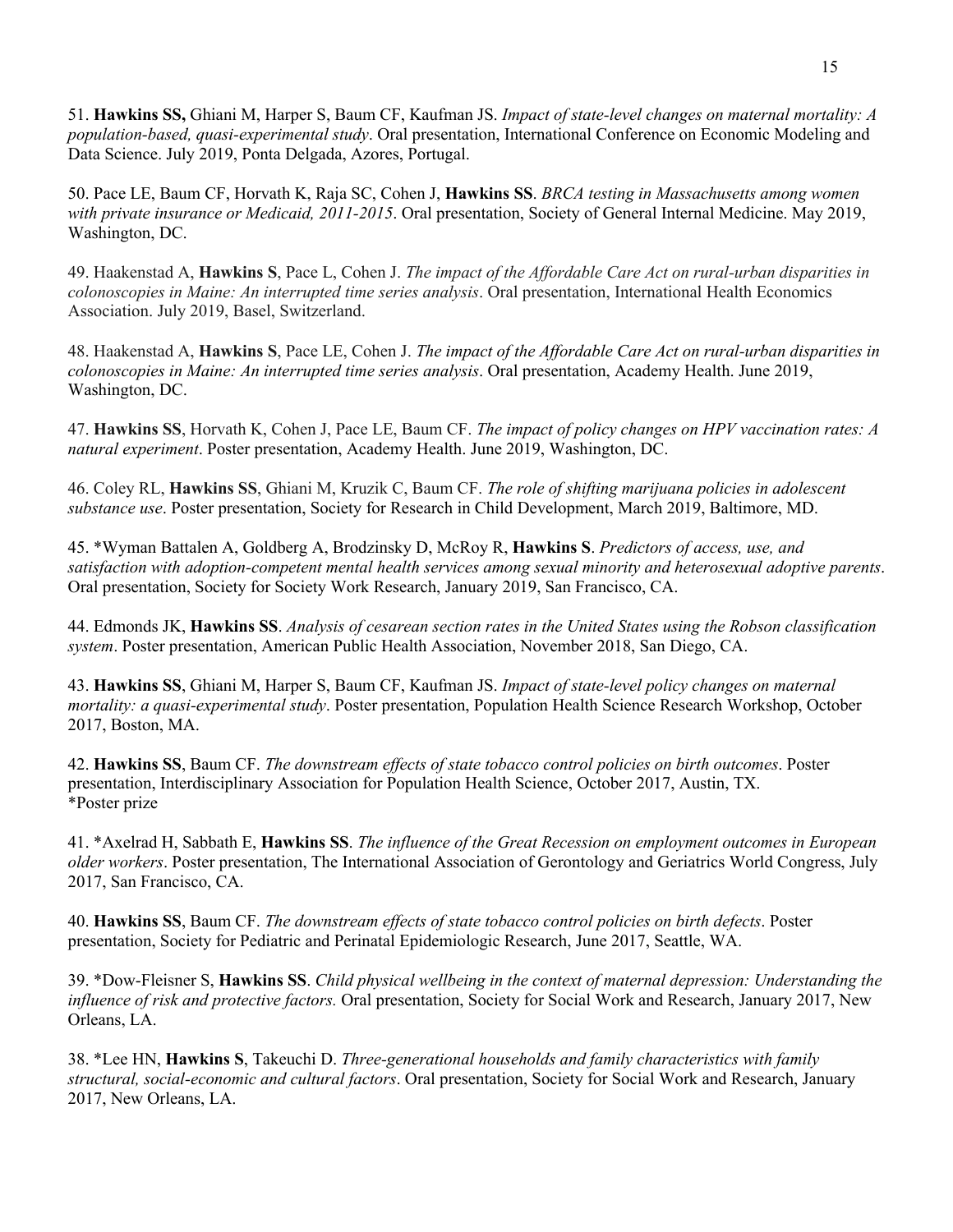51. **Hawkins SS,** Ghiani M, Harper S, Baum CF, Kaufman JS. *Impact of state-level changes on maternal mortality: A population-based, quasi-experimental study*. Oral presentation, International Conference on Economic Modeling and Data Science. July 2019, Ponta Delgada, Azores, Portugal.

50. Pace LE, Baum CF, Horvath K, Raja SC, Cohen J, **Hawkins SS**. *BRCA testing in Massachusetts among women with private insurance or Medicaid, 2011-2015*. Oral presentation, Society of General Internal Medicine. May 2019, Washington, DC.

49. Haakenstad A, **Hawkins S**, Pace L, Cohen J. *The impact of the Affordable Care Act on rural-urban disparities in colonoscopies in Maine: An interrupted time series analysis*. Oral presentation, International Health Economics Association. July 2019, Basel, Switzerland.

48. Haakenstad A, **Hawkins S**, Pace LE, Cohen J. *The impact of the Affordable Care Act on rural-urban disparities in colonoscopies in Maine: An interrupted time series analysis*. Oral presentation, Academy Health. June 2019, Washington, DC.

47. **Hawkins SS**, Horvath K, Cohen J, Pace LE, Baum CF. *The impact of policy changes on HPV vaccination rates: A natural experiment*. Poster presentation, Academy Health. June 2019, Washington, DC.

46. Coley RL, **Hawkins SS**, Ghiani M, Kruzik C, Baum CF. *The role of shifting marijuana policies in adolescent substance use*. Poster presentation, Society for Research in Child Development, March 2019, Baltimore, MD.

45. *Wyman Battalen A, Goldberg A, Brodzinsky D, McRoy R, **Hawkins S**. *Predictors of access, use, and satisfaction with adoption-competent mental health services among sexual minority and heterosexual adoptive parents*. Oral presentation, Society for Society Work Research, January 2019, San Francisco, CA.

44. Edmonds JK, **Hawkins SS**. *Analysis of cesarean section rates in the United States using the Robson classification system*. Poster presentation, American Public Health Association, November 2018, San Diego, CA.

43. **Hawkins SS**, Ghiani M, Harper S, Baum CF, Kaufman JS. *Impact of state-level policy changes on maternal mortality: a quasi-experimental study*. Poster presentation, Population Health Science Research Workshop, October 2017, Boston, MA.

42. **Hawkins SS**, Baum CF. *The downstream effects of state tobacco control policies on birth outcomes*. Poster presentation, Interdisciplinary Association for Population Health Science, October 2017, Austin, TX.
*Poster prize

41. *Axelrad H, Sabbath E, **Hawkins SS**. *The influence of the Great Recession on employment outcomes in European older workers*. Poster presentation, The International Association of Gerontology and Geriatrics World Congress, July 2017, San Francisco, CA.

40. **Hawkins SS**, Baum CF. *The downstream effects of state tobacco control policies on birth defects*. Poster presentation, Society for Pediatric and Perinatal Epidemiologic Research, June 2017, Seattle, WA.

39. *Dow-Fleisner S, **Hawkins SS**. *Child physical wellbeing in the context of maternal depression: Understanding the influence of risk and protective factors.* Oral presentation, Society for Social Work and Research, January 2017, New Orleans, LA.

38. *Lee HN, **Hawkins S**, Takeuchi D. *Three-generational households and family characteristics with family structural, social-economic and cultural factors*. Oral presentation, Society for Social Work and Research, January 2017, New Orleans, LA.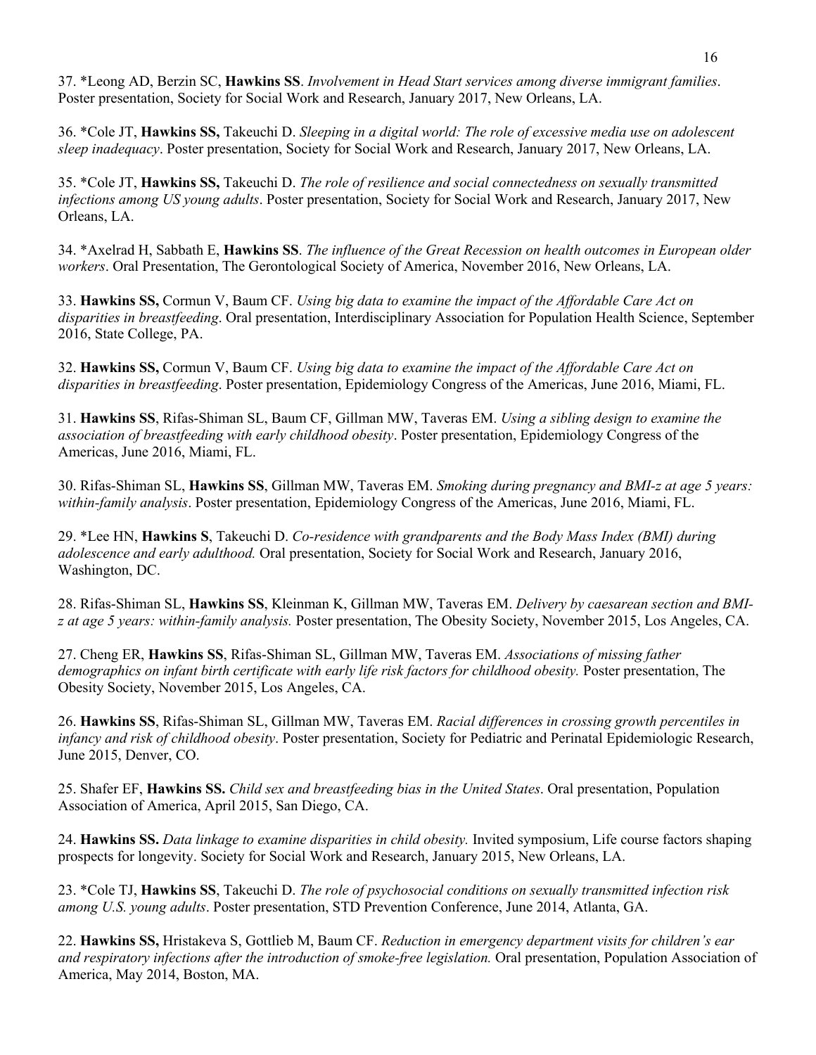37. *Leong AD, Berzin SC, **Hawkins SS**. *Involvement in Head Start services among diverse immigrant families*. Poster presentation, Society for Social Work and Research, January 2017, New Orleans, LA.

36. *Cole JT, **Hawkins SS,** Takeuchi D. *Sleeping in a digital world: The role of excessive media use on adolescent sleep inadequacy*. Poster presentation, Society for Social Work and Research, January 2017, New Orleans, LA.

35. *Cole JT, **Hawkins SS,** Takeuchi D. *The role of resilience and social connectedness on sexually transmitted infections among US young adults*. Poster presentation, Society for Social Work and Research, January 2017, New Orleans, LA.

34. *Axelrad H, Sabbath E, **Hawkins SS**. *The influence of the Great Recession on health outcomes in European older workers*. Oral Presentation, The Gerontological Society of America, November 2016, New Orleans, LA.

33. **Hawkins SS,** Cormun V, Baum CF. *Using big data to examine the impact of the Affordable Care Act on disparities in breastfeeding*. Oral presentation, Interdisciplinary Association for Population Health Science, September 2016, State College, PA.

32. **Hawkins SS,** Cormun V, Baum CF. *Using big data to examine the impact of the Affordable Care Act on disparities in breastfeeding*. Poster presentation, Epidemiology Congress of the Americas, June 2016, Miami, FL.

31. **Hawkins SS**, Rifas-Shiman SL, Baum CF, Gillman MW, Taveras EM. *Using a sibling design to examine the association of breastfeeding with early childhood obesity*. Poster presentation, Epidemiology Congress of the Americas, June 2016, Miami, FL.

30. Rifas-Shiman SL, **Hawkins SS**, Gillman MW, Taveras EM. *Smoking during pregnancy and BMI-z at age 5 years: within-family analysis*. Poster presentation, Epidemiology Congress of the Americas, June 2016, Miami, FL.

29. *Lee HN, **Hawkins S**, Takeuchi D. *Co-residence with grandparents and the Body Mass Index (BMI) during adolescence and early adulthood.* Oral presentation, Society for Social Work and Research, January 2016, Washington, DC.

28. Rifas-Shiman SL, **Hawkins SS**, Kleinman K, Gillman MW, Taveras EM. *Delivery by caesarean section and BMI-z at age 5 years: within-family analysis.* Poster presentation, The Obesity Society, November 2015, Los Angeles, CA.

27. Cheng ER, **Hawkins SS**, Rifas-Shiman SL, Gillman MW, Taveras EM. *Associations of missing father demographics on infant birth certificate with early life risk factors for childhood obesity.* Poster presentation, The Obesity Society, November 2015, Los Angeles, CA.

26. **Hawkins SS**, Rifas-Shiman SL, Gillman MW, Taveras EM. *Racial differences in crossing growth percentiles in infancy and risk of childhood obesity*. Poster presentation, Society for Pediatric and Perinatal Epidemiologic Research, June 2015, Denver, CO.

25. Shafer EF, **Hawkins SS.** *Child sex and breastfeeding bias in the United States*. Oral presentation, Population Association of America, April 2015, San Diego, CA.

24. **Hawkins SS.** *Data linkage to examine disparities in child obesity.* Invited symposium, Life course factors shaping prospects for longevity. Society for Social Work and Research, January 2015, New Orleans, LA.

23. *Cole TJ, **Hawkins SS**, Takeuchi D. *The role of psychosocial conditions on sexually transmitted infection risk among U.S. young adults*. Poster presentation, STD Prevention Conference, June 2014, Atlanta, GA.

22. **Hawkins SS,** Hristakeva S, Gottlieb M, Baum CF. *Reduction in emergency department visits for children's ear and respiratory infections after the introduction of smoke-free legislation.* Oral presentation, Population Association of America, May 2014, Boston, MA.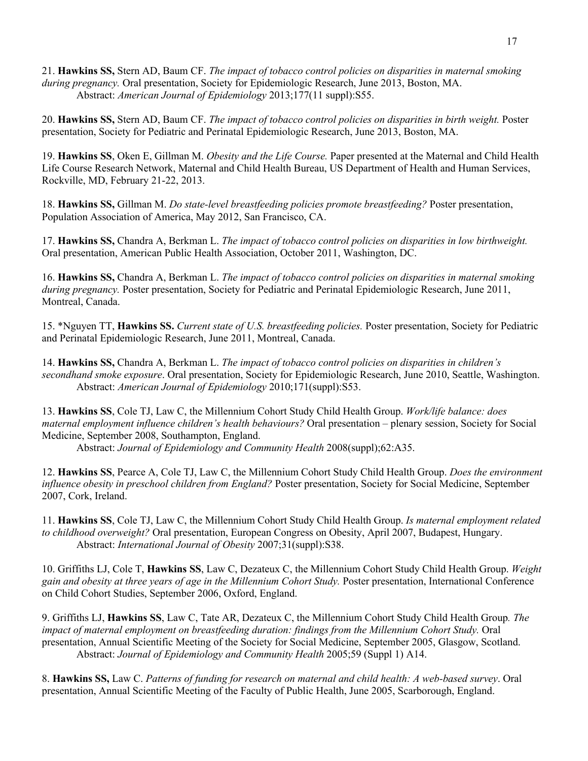21. **Hawkins SS,** Stern AD, Baum CF. *The impact of tobacco control policies on disparities in maternal smoking during pregnancy.* Oral presentation, Society for Epidemiologic Research, June 2013, Boston, MA.
    Abstract: *American Journal of Epidemiology* 2013;177(11 suppl):S55.

20. **Hawkins SS,** Stern AD, Baum CF. *The impact of tobacco control policies on disparities in birth weight.* Poster presentation, Society for Pediatric and Perinatal Epidemiologic Research, June 2013, Boston, MA.

19. **Hawkins SS**, Oken E, Gillman M. *Obesity and the Life Course.* Paper presented at the Maternal and Child Health Life Course Research Network, Maternal and Child Health Bureau, US Department of Health and Human Services, Rockville, MD, February 21-22, 2013.

18. **Hawkins SS,** Gillman M. *Do state-level breastfeeding policies promote breastfeeding?* Poster presentation, Population Association of America, May 2012, San Francisco, CA.

17. **Hawkins SS,** Chandra A, Berkman L. *The impact of tobacco control policies on disparities in low birthweight.* Oral presentation, American Public Health Association, October 2011, Washington, DC.

16. **Hawkins SS,** Chandra A, Berkman L. *The impact of tobacco control policies on disparities in maternal smoking during pregnancy.* Poster presentation, Society for Pediatric and Perinatal Epidemiologic Research, June 2011, Montreal, Canada.

15. *Nguyen TT, **Hawkins SS.** *Current state of U.S. breastfeeding policies.* Poster presentation, Society for Pediatric and Perinatal Epidemiologic Research, June 2011, Montreal, Canada.

14. **Hawkins SS,** Chandra A, Berkman L. *The impact of tobacco control policies on disparities in children's secondhand smoke exposure*. Oral presentation, Society for Epidemiologic Research, June 2010, Seattle, Washington.
    Abstract: *American Journal of Epidemiology* 2010;171(suppl):S53.

13. **Hawkins SS**, Cole TJ, Law C, the Millennium Cohort Study Child Health Group. *Work/life balance: does maternal employment influence children's health behaviours?* Oral presentation – plenary session, Society for Social Medicine, September 2008, Southampton, England.
    Abstract: *Journal of Epidemiology and Community Health* 2008(suppl);62:A35.

12. **Hawkins SS**, Pearce A, Cole TJ, Law C, the Millennium Cohort Study Child Health Group. *Does the environment influence obesity in preschool children from England?* Poster presentation, Society for Social Medicine, September 2007, Cork, Ireland.

11. **Hawkins SS**, Cole TJ, Law C, the Millennium Cohort Study Child Health Group. *Is maternal employment related to childhood overweight?* Oral presentation, European Congress on Obesity, April 2007, Budapest, Hungary.
    Abstract: *International Journal of Obesity* 2007;31(suppl):S38.

10. Griffiths LJ, Cole T, **Hawkins SS**, Law C, Dezateux C, the Millennium Cohort Study Child Health Group. *Weight gain and obesity at three years of age in the Millennium Cohort Study.* Poster presentation, International Conference on Child Cohort Studies, September 2006, Oxford, England.

9. Griffiths LJ, **Hawkins SS**, Law C, Tate AR, Dezateux C, the Millennium Cohort Study Child Health Group*. The impact of maternal employment on breastfeeding duration: findings from the Millennium Cohort Study.* Oral presentation, Annual Scientific Meeting of the Society for Social Medicine, September 2005, Glasgow, Scotland.
    Abstract: *Journal of Epidemiology and Community Health* 2005;59 (Suppl 1) A14.

8. **Hawkins SS,** Law C. *Patterns of funding for research on maternal and child health: A web-based survey*. Oral presentation, Annual Scientific Meeting of the Faculty of Public Health, June 2005, Scarborough, England.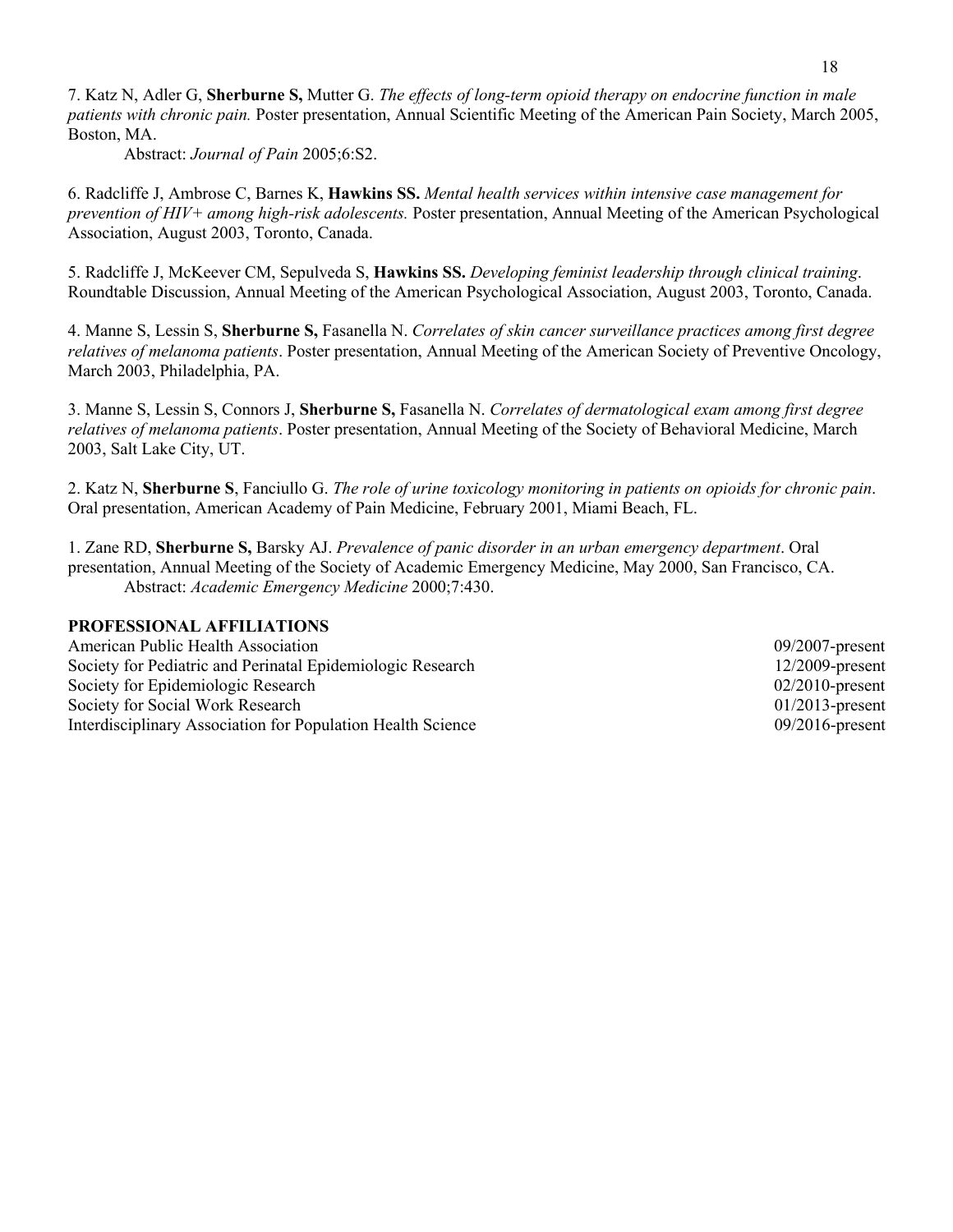7. Katz N, Adler G, **Sherburne S,** Mutter G. *The effects of long-term opioid therapy on endocrine function in male patients with chronic pain.* Poster presentation, Annual Scientific Meeting of the American Pain Society, March 2005, Boston, MA.
Abstract: *Journal of Pain* 2005;6:S2.

6. Radcliffe J, Ambrose C, Barnes K, **Hawkins SS.** *Mental health services within intensive case management for prevention of HIV+ among high-risk adolescents.* Poster presentation, Annual Meeting of the American Psychological Association, August 2003, Toronto, Canada.

5. Radcliffe J, McKeever CM, Sepulveda S, **Hawkins SS.** *Developing feminist leadership through clinical training*. Roundtable Discussion, Annual Meeting of the American Psychological Association, August 2003, Toronto, Canada.

4. Manne S, Lessin S, **Sherburne S,** Fasanella N. *Correlates of skin cancer surveillance practices among first degree relatives of melanoma patients*. Poster presentation, Annual Meeting of the American Society of Preventive Oncology, March 2003, Philadelphia, PA.

3. Manne S, Lessin S, Connors J, **Sherburne S,** Fasanella N. *Correlates of dermatological exam among first degree relatives of melanoma patients*. Poster presentation, Annual Meeting of the Society of Behavioral Medicine, March 2003, Salt Lake City, UT.

2. Katz N, **Sherburne S**, Fanciullo G. *The role of urine toxicology monitoring in patients on opioids for chronic pain*. Oral presentation, American Academy of Pain Medicine, February 2001, Miami Beach, FL.

1. Zane RD, **Sherburne S,** Barsky AJ. *Prevalence of panic disorder in an urban emergency department*. Oral presentation, Annual Meeting of the Society of Academic Emergency Medicine, May 2000, San Francisco, CA.
Abstract: *Academic Emergency Medicine* 2000;7:430.

**PROFESSIONAL AFFILIATIONS**

| | |
|---|---|
| American Public Health Association | 09/2007-present |
| Society for Pediatric and Perinatal Epidemiologic Research | 12/2009-present |
| Society for Epidemiologic Research | 02/2010-present |
| Society for Social Work Research | 01/2013-present |
| Interdisciplinary Association for Population Health Science | 09/2016-present |